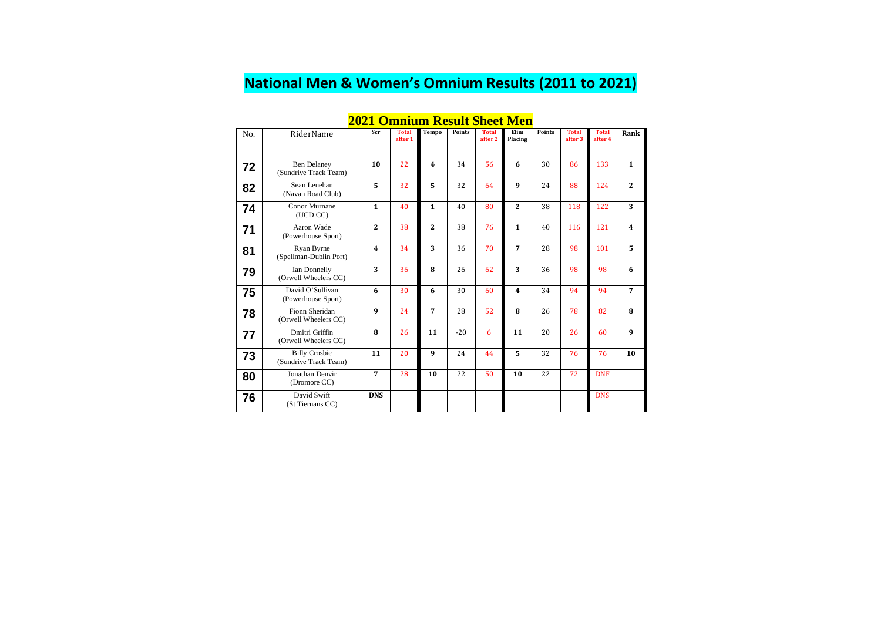# National Men & Women's Omnium Results (2011 to 2021)

## 2021 Omnium Result Sheet Men

| No. | RiderName | Scr | Total after 1 | Tempo | Points | Total after 2 | Elim Placing | Points | Total after 3 | Total after 4 | Rank |
|---|---|---|---|---|---|---|---|---|---|---|---|
| 72 | Ben Delaney (Sundrive Track Team) | 10 | 22 | 4 | 34 | 56 | 6 | 30 | 86 | 133 | 1 |
| 82 | Sean Lenehan (Navan Road Club) | 5 | 32 | 5 | 32 | 64 | 9 | 24 | 88 | 124 | 2 |
| 74 | Conor Murnane (UCD CC) | 1 | 40 | 1 | 40 | 80 | 2 | 38 | 118 | 122 | 3 |
| 71 | Aaron Wade (Powerhouse Sport) | 2 | 38 | 2 | 38 | 76 | 1 | 40 | 116 | 121 | 4 |
| 81 | Ryan Byrne (Spellman-Dublin Port) | 4 | 34 | 3 | 36 | 70 | 7 | 28 | 98 | 101 | 5 |
| 79 | Ian Donnelly (Orwell Wheelers CC) | 3 | 36 | 8 | 26 | 62 | 3 | 36 | 98 | 98 | 6 |
| 75 | David O'Sullivan (Powerhouse Sport) | 6 | 30 | 6 | 30 | 60 | 4 | 34 | 94 | 94 | 7 |
| 78 | Fionn Sheridan (Orwell Wheelers CC) | 9 | 24 | 7 | 28 | 52 | 8 | 26 | 78 | 82 | 8 |
| 77 | Dmitri Griffin (Orwell Wheelers CC) | 8 | 26 | 11 | -20 | 6 | 11 | 20 | 26 | 60 | 9 |
| 73 | Billy Crosbie (Sundrive Track Team) | 11 | 20 | 9 | 24 | 44 | 5 | 32 | 76 | 76 | 10 |
| 80 | Jonathan Denvir (Dromore CC) | 7 | 28 | 10 | 22 | 50 | 10 | 22 | 72 | DNF | |
| 76 | David Swift (St Tiernans CC) | DNS | | | | | | | | DNS | |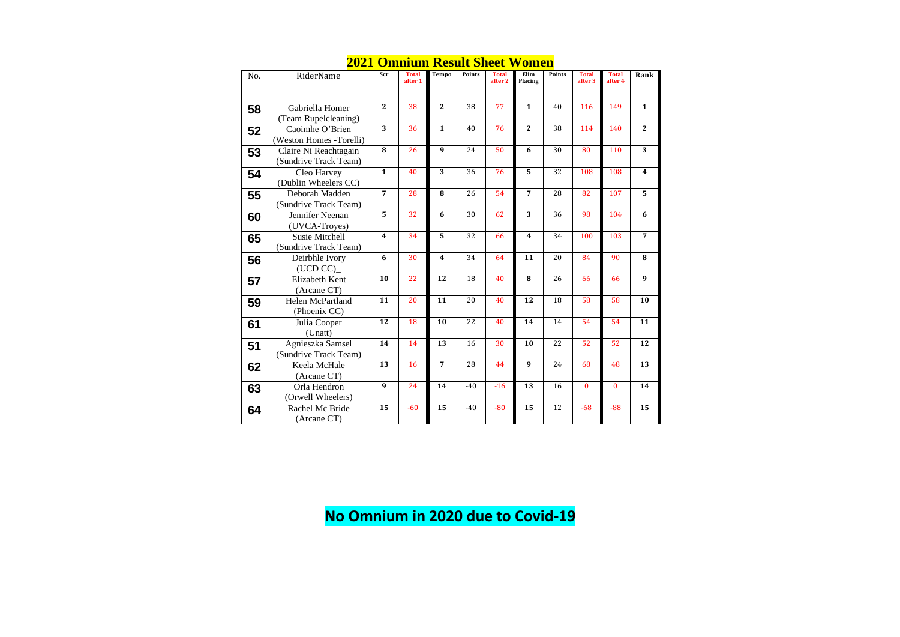# 2021 Omnium Result Sheet Women

| No. | RiderName | Scr | Total after 1 | Tempo | Points | Total after 2 | Elim Placing | Points | Total after 3 | Total after 4 | Rank |
|---|---|---|---|---|---|---|---|---|---|---|---|
| 58 | Gabriella Homer (Team Rupelcleaning) | 2 | 38 | 2 | 38 | 77 | 1 | 40 | 116 | 149 | 1 |
| 52 | Caoimhe O'Brien (Weston Homes -Torelli) | 3 | 36 | 1 | 40 | 76 | 2 | 38 | 114 | 140 | 2 |
| 53 | Claire Ni Reachtagain (Sundrive Track Team) | 8 | 26 | 9 | 24 | 50 | 6 | 30 | 80 | 110 | 3 |
| 54 | Cleo Harvey (Dublin Wheelers CC) | 1 | 40 | 3 | 36 | 76 | 5 | 32 | 108 | 108 | 4 |
| 55 | Deborah Madden (Sundrive Track Team) | 7 | 28 | 8 | 26 | 54 | 7 | 28 | 82 | 107 | 5 |
| 60 | Jennifer Neenan (UVCA-Troyes) | 5 | 32 | 6 | 30 | 62 | 3 | 36 | 98 | 104 | 6 |
| 65 | Susie Mitchell (Sundrive Track Team) | 4 | 34 | 5 | 32 | 66 | 4 | 34 | 100 | 103 | 7 |
| 56 | Deirbhle Ivory (UCD CC)_ | 6 | 30 | 4 | 34 | 64 | 11 | 20 | 84 | 90 | 8 |
| 57 | Elizabeth Kent (Arcane CT) | 10 | 22 | 12 | 18 | 40 | 8 | 26 | 66 | 66 | 9 |
| 59 | Helen McPartland (Phoenix CC) | 11 | 20 | 11 | 20 | 40 | 12 | 18 | 58 | 58 | 10 |
| 61 | Julia Cooper (Unatt) | 12 | 18 | 10 | 22 | 40 | 14 | 14 | 54 | 54 | 11 |
| 51 | Agnieszka Samsel (Sundrive Track Team) | 14 | 14 | 13 | 16 | 30 | 10 | 22 | 52 | 52 | 12 |
| 62 | Keela McHale (Arcane CT) | 13 | 16 | 7 | 28 | 44 | 9 | 24 | 68 | 48 | 13 |
| 63 | Orla Hendron (Orwell Wheelers) | 9 | 24 | 14 | -40 | -16 | 13 | 16 | 0 | 0 | 14 |
| 64 | Rachel Mc Bride (Arcane CT) | 15 | -60 | 15 | -40 | -80 | 15 | 12 | -68 | -88 | 15 |

**No Omnium in 2020 due to Covid-19**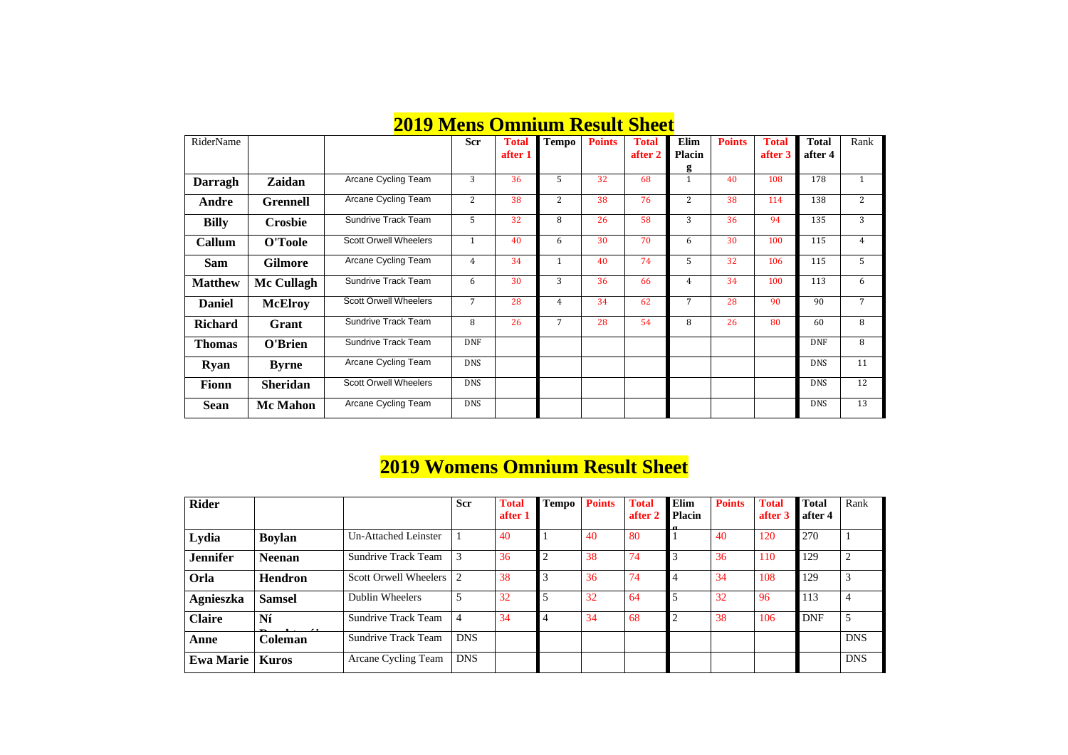## 2019 Mens Omnium Result Sheet

| RiderName | | | Scr | Total after 1 | Tempo | Points | Total after 2 | Elim Placing | Points | Total after 3 | Total after 4 | Rank |
|---|---|---|---|---|---|---|---|---|---|---|---|---|
| **Darragh** | **Zaidan** | Arcane Cycling Team | 3 | 36 | 5 | 32 | 68 | 1 | 40 | 108 | 178 | 1 |
| **Andre** | **Grennell** | Arcane Cycling Team | 2 | 38 | 2 | 38 | 76 | 2 | 38 | 114 | 138 | 2 |
| **Billy** | **Crosbie** | Sundrive Track Team | 5 | 32 | 8 | 26 | 58 | 3 | 36 | 94 | 135 | 3 |
| **Callum** | **O'Toole** | Scott Orwell Wheelers | 1 | 40 | 6 | 30 | 70 | 6 | 30 | 100 | 115 | 4 |
| **Sam** | **Gilmore** | Arcane Cycling Team | 4 | 34 | 1 | 40 | 74 | 5 | 32 | 106 | 115 | 5 |
| **Matthew** | **Mc Cullagh** | Sundrive Track Team | 6 | 30 | 3 | 36 | 66 | 4 | 34 | 100 | 113 | 6 |
| **Daniel** | **McElroy** | Scott Orwell Wheelers | 7 | 28 | 4 | 34 | 62 | 7 | 28 | 90 | 90 | 7 |
| **Richard** | **Grant** | Sundrive Track Team | 8 | 26 | 7 | 28 | 54 | 8 | 26 | 80 | 60 | 8 |
| **Thomas** | **O'Brien** | Sundrive Track Team | DNF | | | | | | | | DNF | 8 |
| **Ryan** | **Byrne** | Arcane Cycling Team | DNS | | | | | | | | DNS | 11 |
| **Fionn** | **Sheridan** | Scott Orwell Wheelers | DNS | | | | | | | | DNS | 12 |
| **Sean** | **Mc Mahon** | Arcane Cycling Team | DNS | | | | | | | | DNS | 13 |

## 2019 Womens Omnium Result Sheet

| **Rider** | | | Scr | Total after 1 | Tempo | Points | Total after 2 | Elim Placing | Points | Total after 3 | Total after 4 | Rank |
|---|---|---|---|---|---|---|---|---|---|---|---|---|
| **Lydia** | **Boylan** | Un-Attached Leinster | 1 | 40 | 1 | 40 | 80 | 1 | 40 | 120 | 270 | 1 |
| **Jennifer** | **Neenan** | Sundrive Track Team | 3 | 36 | 2 | 38 | 74 | 3 | 36 | 110 | 129 | 2 |
| **Orla** | **Hendron** | Scott Orwell Wheelers | 2 | 38 | 3 | 36 | 74 | 4 | 34 | 108 | 129 | 3 |
| **Agnieszka** | **Samsel** | Dublin Wheelers | 5 | 32 | 5 | 32 | 64 | 5 | 32 | 96 | 113 | 4 |
| **Claire** | **Ní Dhonnchadha** | Sundrive Track Team | 4 | 34 | 4 | 34 | 68 | 2 | 38 | 106 | DNF | 5 |
| **Anne** | **Coleman** | Sundrive Track Team | DNS | | | | | | | | | DNS |
| **Ewa Marie** | **Kuros** | Arcane Cycling Team | DNS | | | | | | | | | DNS |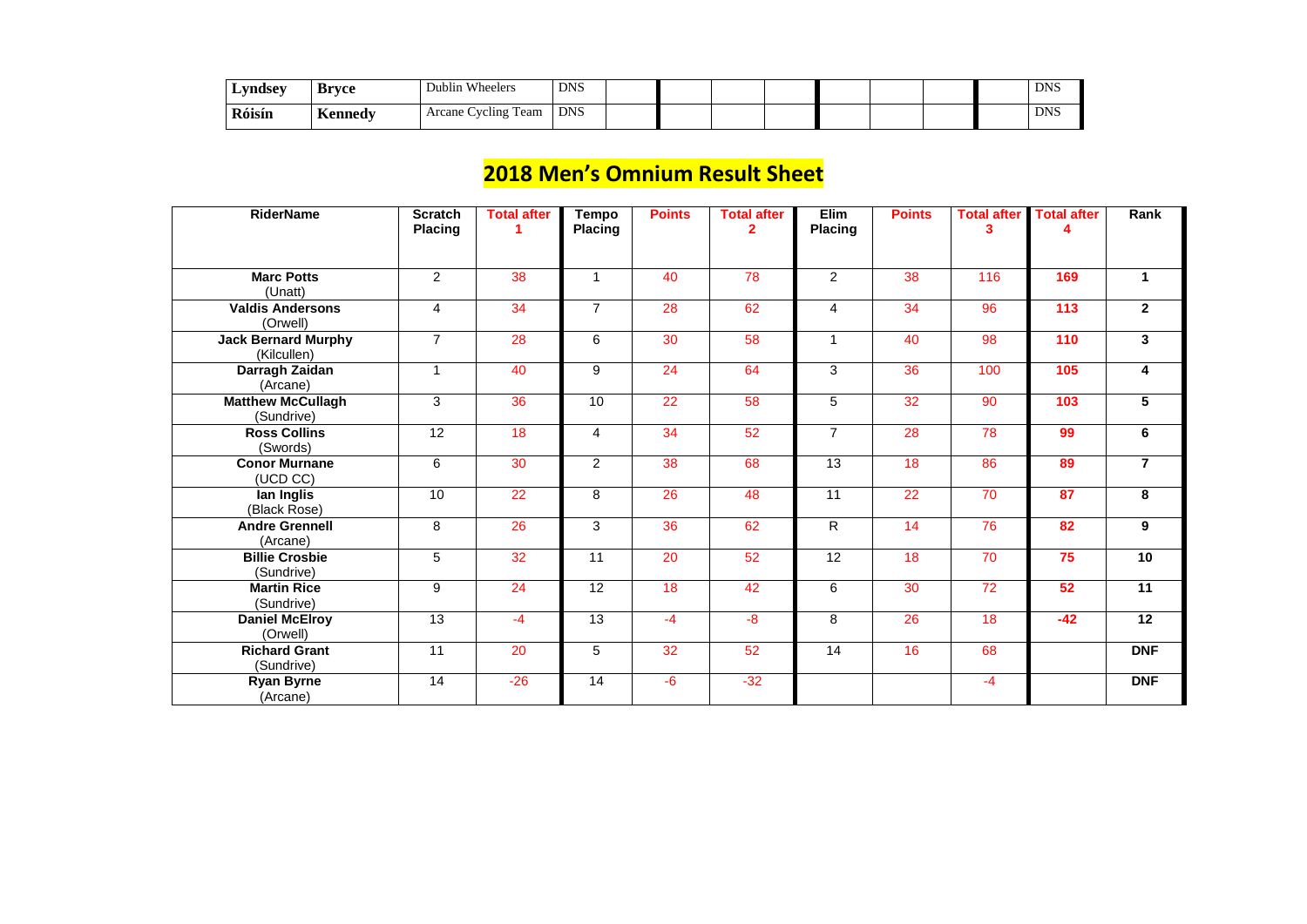| | | | | | | | | | | | | |
|---|---|---|---|---|---|---|---|---|---|---|---|---|
| **Lyndsey** | **Bryce** | Dublin Wheelers | DNS | | | | | | | | | DNS |
| **Róisín** | **Kennedy** | Arcane Cycling Team | DNS | | | | | | | | | DNS |

## 2018 Men's Omnium Result Sheet

| RiderName | Scratch Placing | Total after 1 | Tempo Placing | Points | Total after 2 | Elim Placing | Points | Total after 3 | Total after 4 | Rank |
|---|---|---|---|---|---|---|---|---|---|---|
| **Marc Potts** (Unatt) | 2 | 38 | 1 | 40 | 78 | 2 | 38 | 116 | **169** | **1** |
| **Valdis Andersons** (Orwell) | 4 | 34 | 7 | 28 | 62 | 4 | 34 | 96 | **113** | **2** |
| **Jack Bernard Murphy** (Kilcullen) | 7 | 28 | 6 | 30 | 58 | 1 | 40 | 98 | **110** | **3** |
| **Darragh Zaidan** (Arcane) | 1 | 40 | 9 | 24 | 64 | 3 | 36 | 100 | **105** | **4** |
| **Matthew McCullagh** (Sundrive) | 3 | 36 | 10 | 22 | 58 | 5 | 32 | 90 | **103** | **5** |
| **Ross Collins** (Swords) | 12 | 18 | 4 | 34 | 52 | 7 | 28 | 78 | **99** | **6** |
| **Conor Murnane** (UCD CC) | 6 | 30 | 2 | 38 | 68 | 13 | 18 | 86 | **89** | **7** |
| **Ian Inglis** (Black Rose) | 10 | 22 | 8 | 26 | 48 | 11 | 22 | 70 | **87** | **8** |
| **Andre Grennell** (Arcane) | 8 | 26 | 3 | 36 | 62 | R | 14 | 76 | **82** | **9** |
| **Billie Crosbie** (Sundrive) | 5 | 32 | 11 | 20 | 52 | 12 | 18 | 70 | **75** | **10** |
| **Martin Rice** (Sundrive) | 9 | 24 | 12 | 18 | 42 | 6 | 30 | 72 | **52** | **11** |
| **Daniel McElroy** (Orwell) | 13 | -4 | 13 | -4 | -8 | 8 | 26 | 18 | **-42** | **12** |
| **Richard Grant** (Sundrive) | 11 | 20 | 5 | 32 | 52 | 14 | 16 | 68 | | **DNF** |
| **Ryan Byrne** (Arcane) | 14 | -26 | 14 | -6 | -32 | | | -4 | | **DNF** |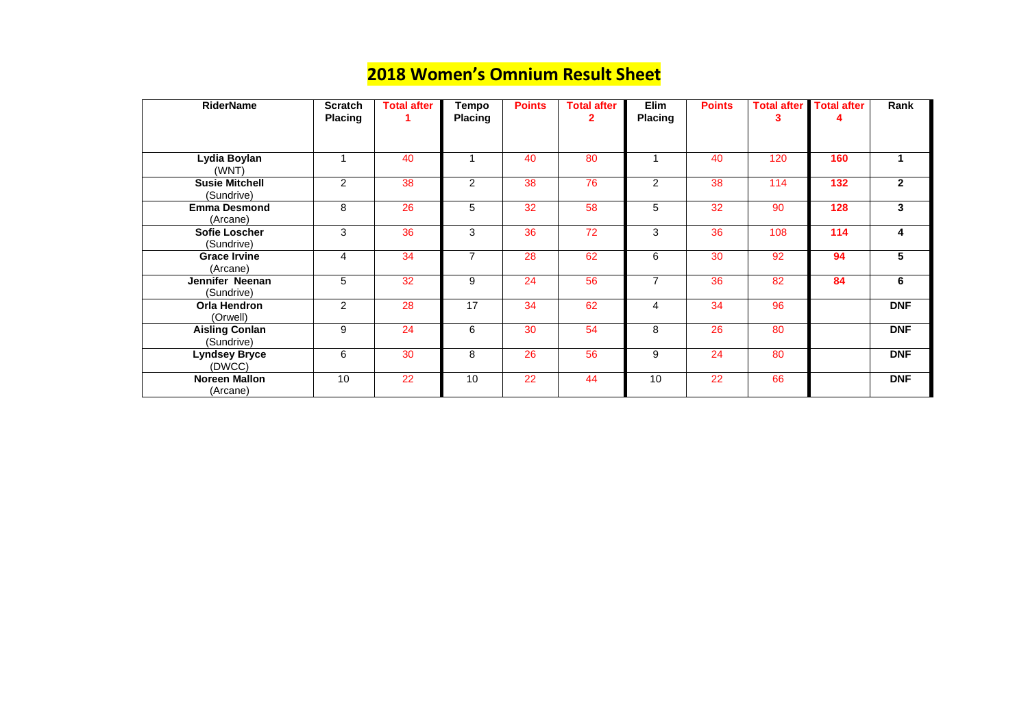# 2018 Women's Omnium Result Sheet

| RiderName | Scratch Placing | Total after 1 | Tempo Placing | Points | Total after 2 | Elim Placing | Points | Total after 3 | Total after 4 | Rank |
|---|---|---|---|---|---|---|---|---|---|---|
| **Lydia Boylan** (WNT) | 1 | 40 | 1 | 40 | 80 | 1 | 40 | 120 | **160** | **1** |
| **Susie Mitchell** (Sundrive) | 2 | 38 | 2 | 38 | 76 | 2 | 38 | 114 | **132** | **2** |
| **Emma Desmond** (Arcane) | 8 | 26 | 5 | 32 | 58 | 5 | 32 | 90 | **128** | **3** |
| **Sofie Loscher** (Sundrive) | 3 | 36 | 3 | 36 | 72 | 3 | 36 | 108 | **114** | **4** |
| **Grace Irvine** (Arcane) | 4 | 34 | 7 | 28 | 62 | 6 | 30 | 92 | **94** | **5** |
| **Jennifer Neenan** (Sundrive) | 5 | 32 | 9 | 24 | 56 | 7 | 36 | 82 | **84** | **6** |
| **Orla Hendron** (Orwell) | 2 | 28 | 17 | 34 | 62 | 4 | 34 | 96 | | **DNF** |
| **Aisling Conlan** (Sundrive) | 9 | 24 | 6 | 30 | 54 | 8 | 26 | 80 | | **DNF** |
| **Lyndsey Bryce** (DWCC) | 6 | 30 | 8 | 26 | 56 | 9 | 24 | 80 | | **DNF** |
| **Noreen Mallon** (Arcane) | 10 | 22 | 10 | 22 | 44 | 10 | 22 | 66 | | **DNF** |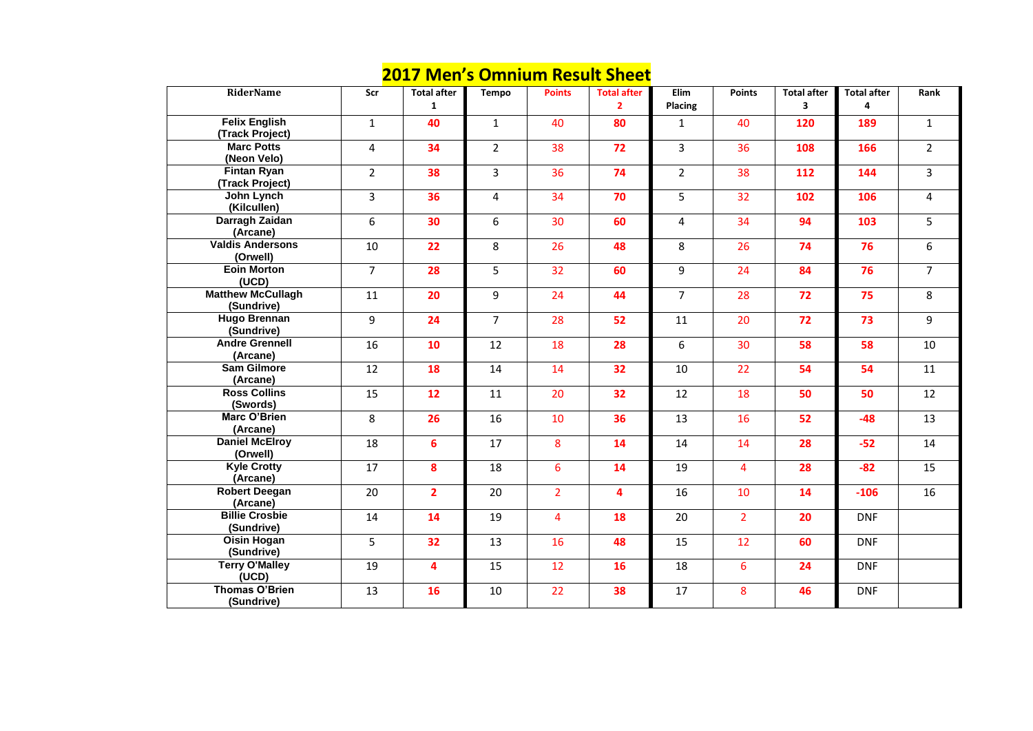# 2017 Men's Omnium Result Sheet

| RiderName | Scr | Total after 1 | Tempo | Points | Total after 2 | Elim Placing | Points | Total after 3 | Total after 4 | Rank |
|---|---|---|---|---|---|---|---|---|---|---|
| Felix English (Track Project) | 1 | 40 | 1 | 40 | 80 | 1 | 40 | 120 | 189 | 1 |
| Marc Potts (Neon Velo) | 4 | 34 | 2 | 38 | 72 | 3 | 36 | 108 | 166 | 2 |
| Fintan Ryan (Track Project) | 2 | 38 | 3 | 36 | 74 | 2 | 38 | 112 | 144 | 3 |
| John Lynch (Kilcullen) | 3 | 36 | 4 | 34 | 70 | 5 | 32 | 102 | 106 | 4 |
| Darragh Zaidan (Arcane) | 6 | 30 | 6 | 30 | 60 | 4 | 34 | 94 | 103 | 5 |
| Valdis Andersons (Orwell) | 10 | 22 | 8 | 26 | 48 | 8 | 26 | 74 | 76 | 6 |
| Eoin Morton (UCD) | 7 | 28 | 5 | 32 | 60 | 9 | 24 | 84 | 76 | 7 |
| Matthew McCullagh (Sundrive) | 11 | 20 | 9 | 24 | 44 | 7 | 28 | 72 | 75 | 8 |
| Hugo Brennan (Sundrive) | 9 | 24 | 7 | 28 | 52 | 11 | 20 | 72 | 73 | 9 |
| Andre Grennell (Arcane) | 16 | 10 | 12 | 18 | 28 | 6 | 30 | 58 | 58 | 10 |
| Sam Gilmore (Arcane) | 12 | 18 | 14 | 14 | 32 | 10 | 22 | 54 | 54 | 11 |
| Ross Collins (Swords) | 15 | 12 | 11 | 20 | 32 | 12 | 18 | 50 | 50 | 12 |
| Marc O'Brien (Arcane) | 8 | 26 | 16 | 10 | 36 | 13 | 16 | 52 | -48 | 13 |
| Daniel McElroy (Orwell) | 18 | 6 | 17 | 8 | 14 | 14 | 14 | 28 | -52 | 14 |
| Kyle Crotty (Arcane) | 17 | 8 | 18 | 6 | 14 | 19 | 4 | 28 | -82 | 15 |
| Robert Deegan (Arcane) | 20 | 2 | 20 | 2 | 4 | 16 | 10 | 14 | -106 | 16 |
| Billie Crosbie (Sundrive) | 14 | 14 | 19 | 4 | 18 | 20 | 2 | 20 | DNF | |
| Oisin Hogan (Sundrive) | 5 | 32 | 13 | 16 | 48 | 15 | 12 | 60 | DNF | |
| Terry O'Malley (UCD) | 19 | 4 | 15 | 12 | 16 | 18 | 6 | 24 | DNF | |
| Thomas O'Brien (Sundrive) | 13 | 16 | 10 | 22 | 38 | 17 | 8 | 46 | DNF | |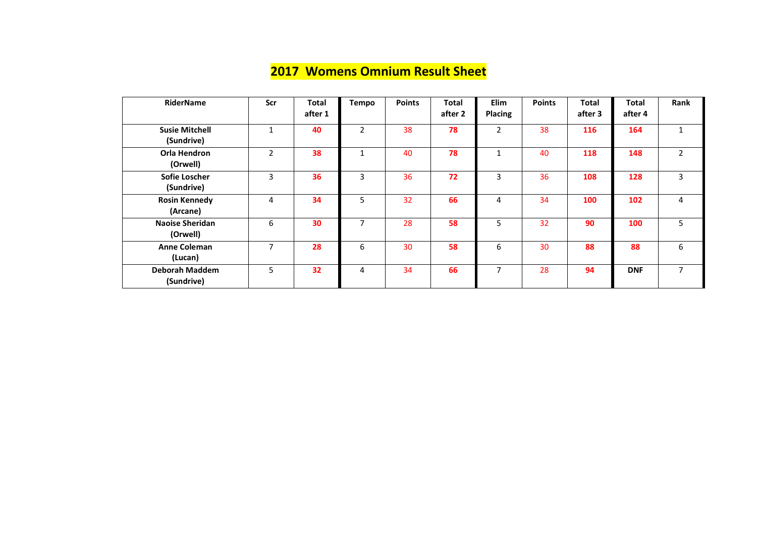# 2017 Womens Omnium Result Sheet

| RiderName | Scr | Total after 1 | Tempo | Points | Total after 2 | Elim Placing | Points | Total after 3 | Total after 4 | Rank |
|---|---|---|---|---|---|---|---|---|---|---|
| **Susie Mitchell (Sundrive)** | 1 | **40** | 2 | 38 | **78** | 2 | 38 | **116** | **164** | 1 |
| **Orla Hendron (Orwell)** | 2 | **38** | 1 | 40 | **78** | 1 | 40 | **118** | **148** | 2 |
| **Sofie Loscher (Sundrive)** | 3 | **36** | 3 | 36 | **72** | 3 | 36 | **108** | **128** | 3 |
| **Rosin Kennedy (Arcane)** | 4 | **34** | 5 | 32 | **66** | 4 | 34 | **100** | **102** | 4 |
| **Naoise Sheridan (Orwell)** | 6 | **30** | 7 | 28 | **58** | 5 | 32 | **90** | **100** | 5 |
| **Anne Coleman (Lucan)** | 7 | **28** | 6 | 30 | **58** | 6 | 30 | **88** | **88** | 6 |
| **Deborah Maddem (Sundrive)** | 5 | **32** | 4 | 34 | **66** | 7 | 28 | **94** | **DNF** | 7 |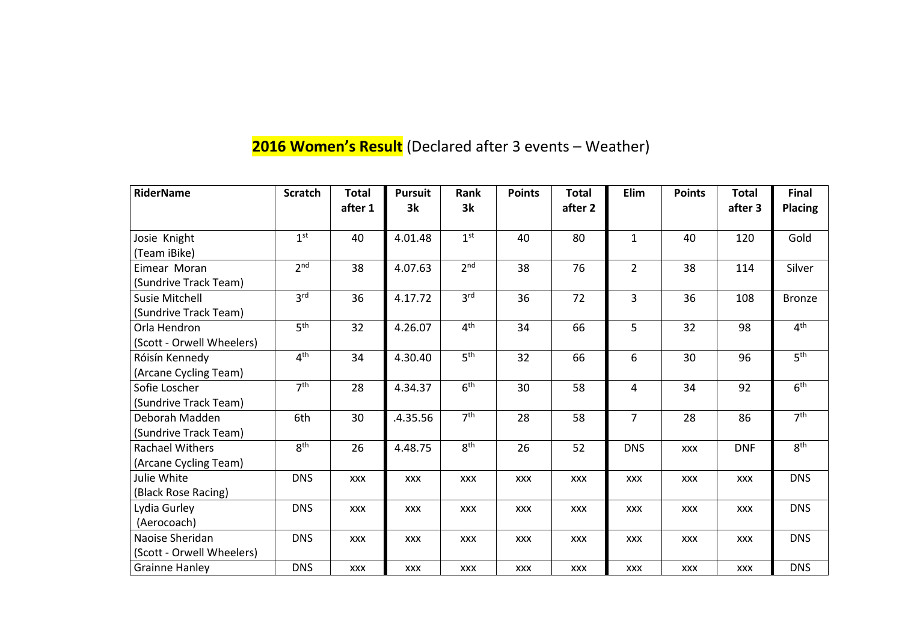**2016 Women's Result** (Declared after 3 events – Weather)

| RiderName | Scratch | Total after 1 | Pursuit 3k | Rank 3k | Points | Total after 2 | Elim | Points | Total after 3 | Final Placing |
|---|---|---|---|---|---|---|---|---|---|---|
| Josie Knight (Team iBike) | 1st | 40 | 4.01.48 | 1st | 40 | 80 | 1 | 40 | 120 | Gold |
| Eimear Moran (Sundrive Track Team) | 2nd | 38 | 4.07.63 | 2nd | 38 | 76 | 2 | 38 | 114 | Silver |
| Susie Mitchell (Sundrive Track Team) | 3rd | 36 | 4.17.72 | 3rd | 36 | 72 | 3 | 36 | 108 | Bronze |
| Orla Hendron (Scott - Orwell Wheelers) | 5th | 32 | 4.26.07 | 4th | 34 | 66 | 5 | 32 | 98 | 4th |
| Róisín Kennedy (Arcane Cycling Team) | 4th | 34 | 4.30.40 | 5th | 32 | 66 | 6 | 30 | 96 | 5th |
| Sofie Loscher (Sundrive Track Team) | 7th | 28 | 4.34.37 | 6th | 30 | 58 | 4 | 34 | 92 | 6th |
| Deborah Madden (Sundrive Track Team) | 6th | 30 | .4.35.56 | 7th | 28 | 58 | 7 | 28 | 86 | 7th |
| Rachael Withers (Arcane Cycling Team) | 8th | 26 | 4.48.75 | 8th | 26 | 52 | DNS | xxx | DNF | 8th |
| Julie White (Black Rose Racing) | DNS | xxx | xxx | xxx | xxx | xxx | xxx | xxx | xxx | DNS |
| Lydia Gurley (Aerocoach) | DNS | xxx | xxx | xxx | xxx | xxx | xxx | xxx | xxx | DNS |
| Naoise Sheridan (Scott - Orwell Wheelers) | DNS | xxx | xxx | xxx | xxx | xxx | xxx | xxx | xxx | DNS |
| Grainne Hanley | DNS | xxx | xxx | xxx | xxx | xxx | xxx | xxx | xxx | DNS |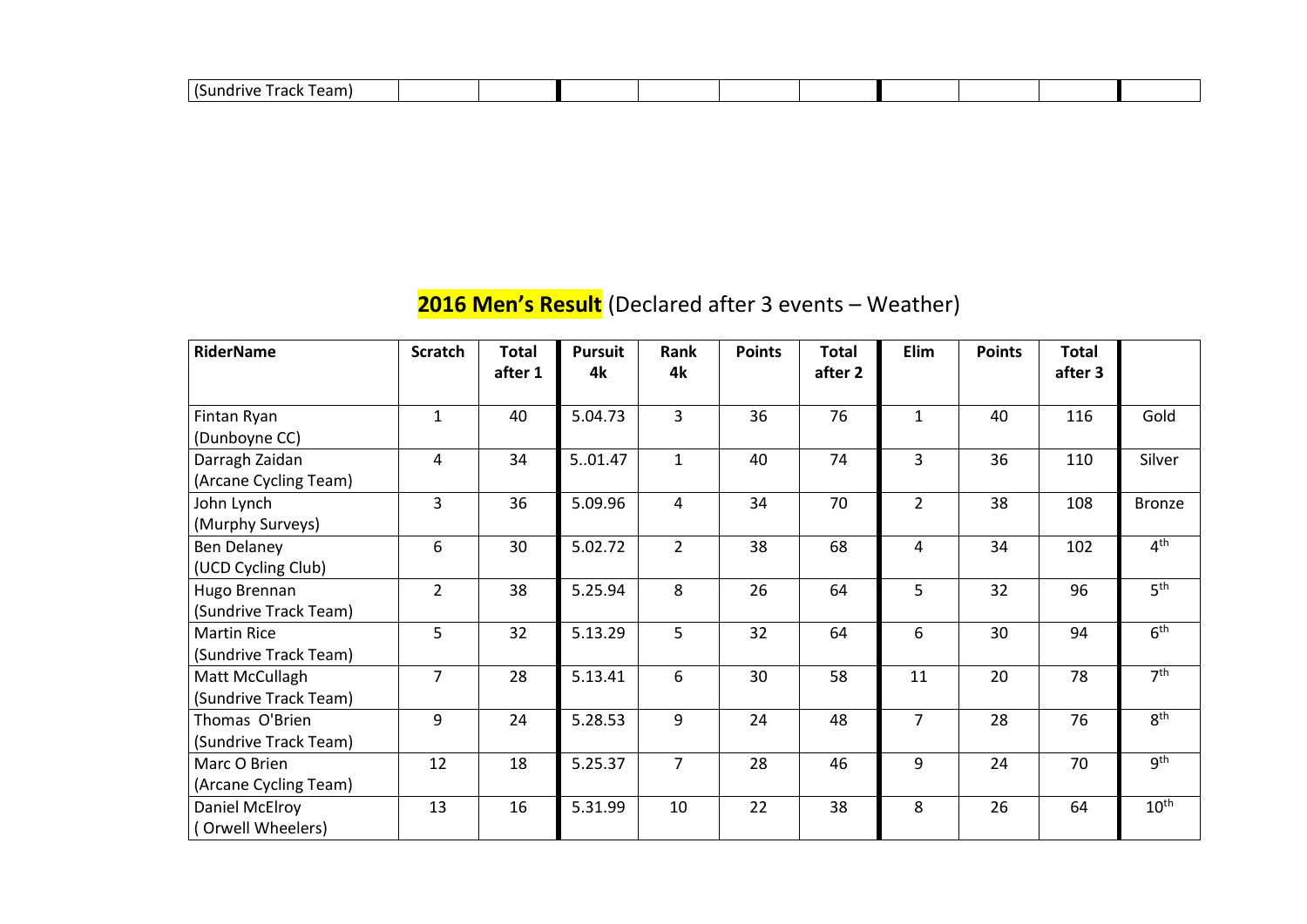| (Sundrive Track Team) | | | | | | | | | | |
|---|---|---|---|---|---|---|---|---|---|---|

## 2016 Men's Result (Declared after 3 events – Weather)

| RiderName | Scratch | Total after 1 | Pursuit 4k | Rank 4k | Points | Total after 2 | Elim | Points | Total after 3 | |
|---|---|---|---|---|---|---|---|---|---|---|
| Fintan Ryan (Dunboyne CC) | 1 | 40 | 5.04.73 | 3 | 36 | 76 | 1 | 40 | 116 | Gold |
| Darragh Zaidan (Arcane Cycling Team) | 4 | 34 | 5..01.47 | 1 | 40 | 74 | 3 | 36 | 110 | Silver |
| John Lynch (Murphy Surveys) | 3 | 36 | 5.09.96 | 4 | 34 | 70 | 2 | 38 | 108 | Bronze |
| Ben Delaney (UCD Cycling Club) | 6 | 30 | 5.02.72 | 2 | 38 | 68 | 4 | 34 | 102 | 4th |
| Hugo Brennan (Sundrive Track Team) | 2 | 38 | 5.25.94 | 8 | 26 | 64 | 5 | 32 | 96 | 5th |
| Martin Rice (Sundrive Track Team) | 5 | 32 | 5.13.29 | 5 | 32 | 64 | 6 | 30 | 94 | 6th |
| Matt McCullagh (Sundrive Track Team) | 7 | 28 | 5.13.41 | 6 | 30 | 58 | 11 | 20 | 78 | 7th |
| Thomas O'Brien (Sundrive Track Team) | 9 | 24 | 5.28.53 | 9 | 24 | 48 | 7 | 28 | 76 | 8th |
| Marc O Brien (Arcane Cycling Team) | 12 | 18 | 5.25.37 | 7 | 28 | 46 | 9 | 24 | 70 | 9th |
| Daniel McElroy ( Orwell Wheelers) | 13 | 16 | 5.31.99 | 10 | 22 | 38 | 8 | 26 | 64 | 10th |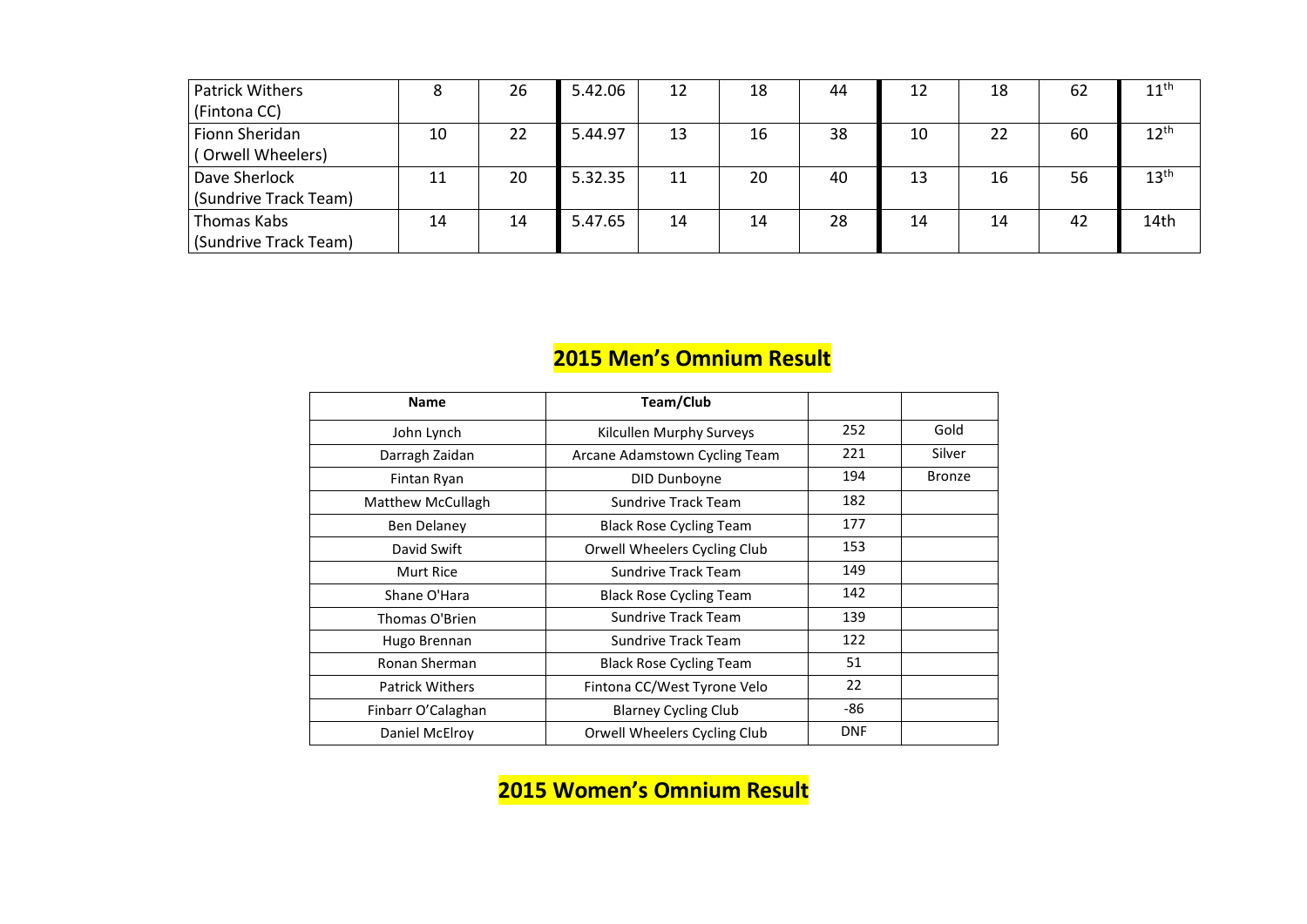| | | | | | | | | | | |
|---|---|---|---|---|---|---|---|---|---|---|
| Patrick Withers (Fintona CC) | 8 | 26 | 5.42.06 | 12 | 18 | 44 | 12 | 18 | 62 | 11th |
| Fionn Sheridan ( Orwell Wheelers) | 10 | 22 | 5.44.97 | 13 | 16 | 38 | 10 | 22 | 60 | 12th |
| Dave Sherlock (Sundrive Track Team) | 11 | 20 | 5.32.35 | 11 | 20 | 40 | 13 | 16 | 56 | 13th |
| Thomas Kabs (Sundrive Track Team) | 14 | 14 | 5.47.65 | 14 | 14 | 28 | 14 | 14 | 42 | 14th |

## 2015 Men's Omnium Result

| Name | Team/Club | | |
|---|---|---|---|
| John Lynch | Kilcullen Murphy Surveys | 252 | Gold |
| Darragh Zaidan | Arcane Adamstown Cycling Team | 221 | Silver |
| Fintan Ryan | DID Dunboyne | 194 | Bronze |
| Matthew McCullagh | Sundrive Track Team | 182 | |
| Ben Delaney | Black Rose Cycling Team | 177 | |
| David Swift | Orwell Wheelers Cycling Club | 153 | |
| Murt Rice | Sundrive Track Team | 149 | |
| Shane O'Hara | Black Rose Cycling Team | 142 | |
| Thomas O'Brien | Sundrive Track Team | 139 | |
| Hugo Brennan | Sundrive Track Team | 122 | |
| Ronan Sherman | Black Rose Cycling Team | 51 | |
| Patrick Withers | Fintona CC/West Tyrone Velo | 22 | |
| Finbarr O'Calaghan | Blarney Cycling Club | -86 | |
| Daniel McElroy | Orwell Wheelers Cycling Club | DNF | |

## 2015 Women's Omnium Result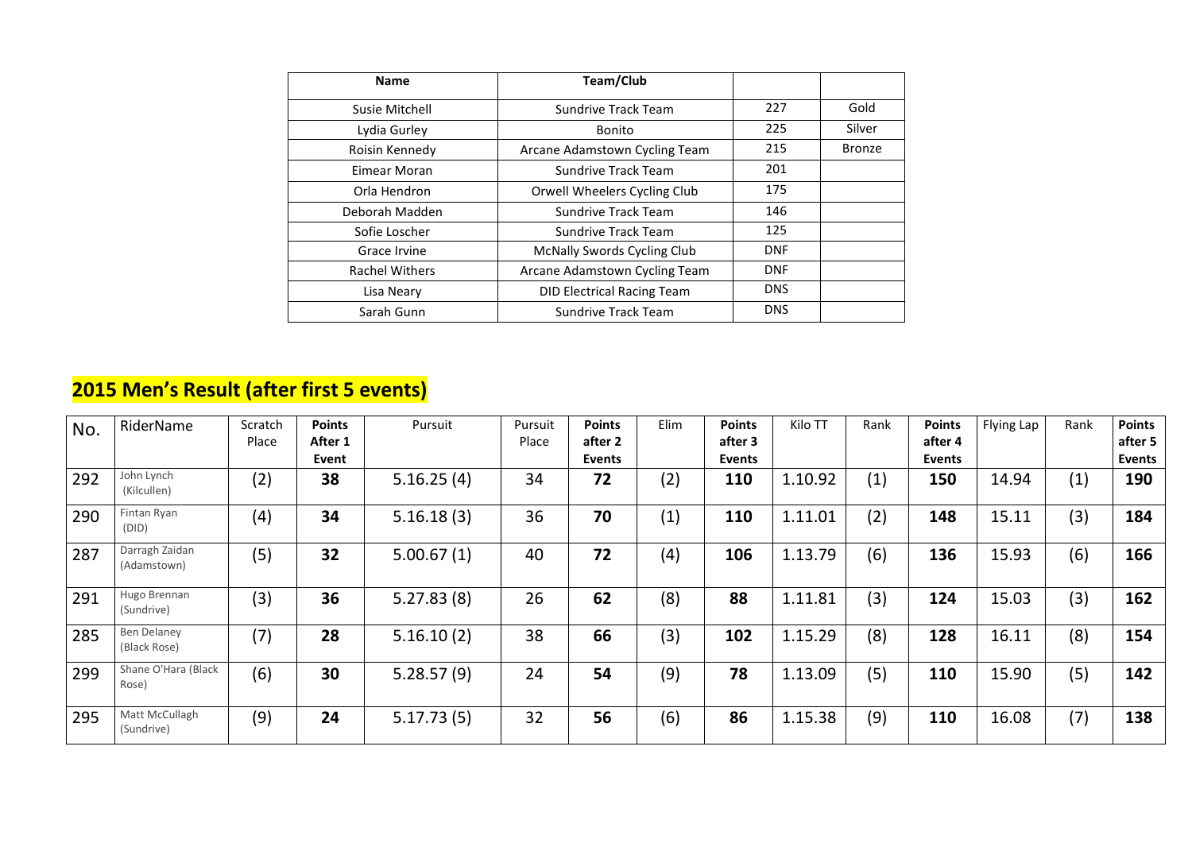| Name | Team/Club | | |
|---|---|---|---|
| Susie Mitchell | Sundrive Track Team | 227 | Gold |
| Lydia Gurley | Bonito | 225 | Silver |
| Roisin Kennedy | Arcane Adamstown Cycling Team | 215 | Bronze |
| Eimear Moran | Sundrive Track Team | 201 | |
| Orla Hendron | Orwell Wheelers Cycling Club | 175 | |
| Deborah Madden | Sundrive Track Team | 146 | |
| Sofie Loscher | Sundrive Track Team | 125 | |
| Grace Irvine | McNally Swords Cycling Club | DNF | |
| Rachel Withers | Arcane Adamstown Cycling Team | DNF | |
| Lisa Neary | DID Electrical Racing Team | DNS | |
| Sarah Gunn | Sundrive Track Team | DNS | |

## 2015 Men's Result (after first 5 events)

| No. | RiderName | Scratch Place | **Points After 1 Event** | Pursuit | Pursuit Place | **Points after 2 Events** | Elim | **Points after 3 Events** | Kilo TT | Rank | **Points after 4 Events** | Flying Lap | Rank | **Points after 5 Events** |
|---|---|---|---|---|---|---|---|---|---|---|---|---|---|---|
| 292 | John Lynch (Kilcullen) | (2) | **38** | 5.16.25 (4) | 34 | **72** | (2) | **110** | 1.10.92 | (1) | **150** | 14.94 | (1) | **190** |
| 290 | Fintan Ryan (DID) | (4) | **34** | 5.16.18 (3) | 36 | **70** | (1) | **110** | 1.11.01 | (2) | **148** | 15.11 | (3) | **184** |
| 287 | Darragh Zaidan (Adamstown) | (5) | **32** | 5.00.67 (1) | 40 | **72** | (4) | **106** | 1.13.79 | (6) | **136** | 15.93 | (6) | **166** |
| 291 | Hugo Brennan (Sundrive) | (3) | **36** | 5.27.83 (8) | 26 | **62** | (8) | **88** | 1.11.81 | (3) | **124** | 15.03 | (3) | **162** |
| 285 | Ben Delaney (Black Rose) | (7) | **28** | 5.16.10 (2) | 38 | **66** | (3) | **102** | 1.15.29 | (8) | **128** | 16.11 | (8) | **154** |
| 299 | Shane O'Hara (Black Rose) | (6) | **30** | 5.28.57 (9) | 24 | **54** | (9) | **78** | 1.13.09 | (5) | **110** | 15.90 | (5) | **142** |
| 295 | Matt McCullagh (Sundrive) | (9) | **24** | 5.17.73 (5) | 32 | **56** | (6) | **86** | 1.15.38 | (9) | **110** | 16.08 | (7) | **138** |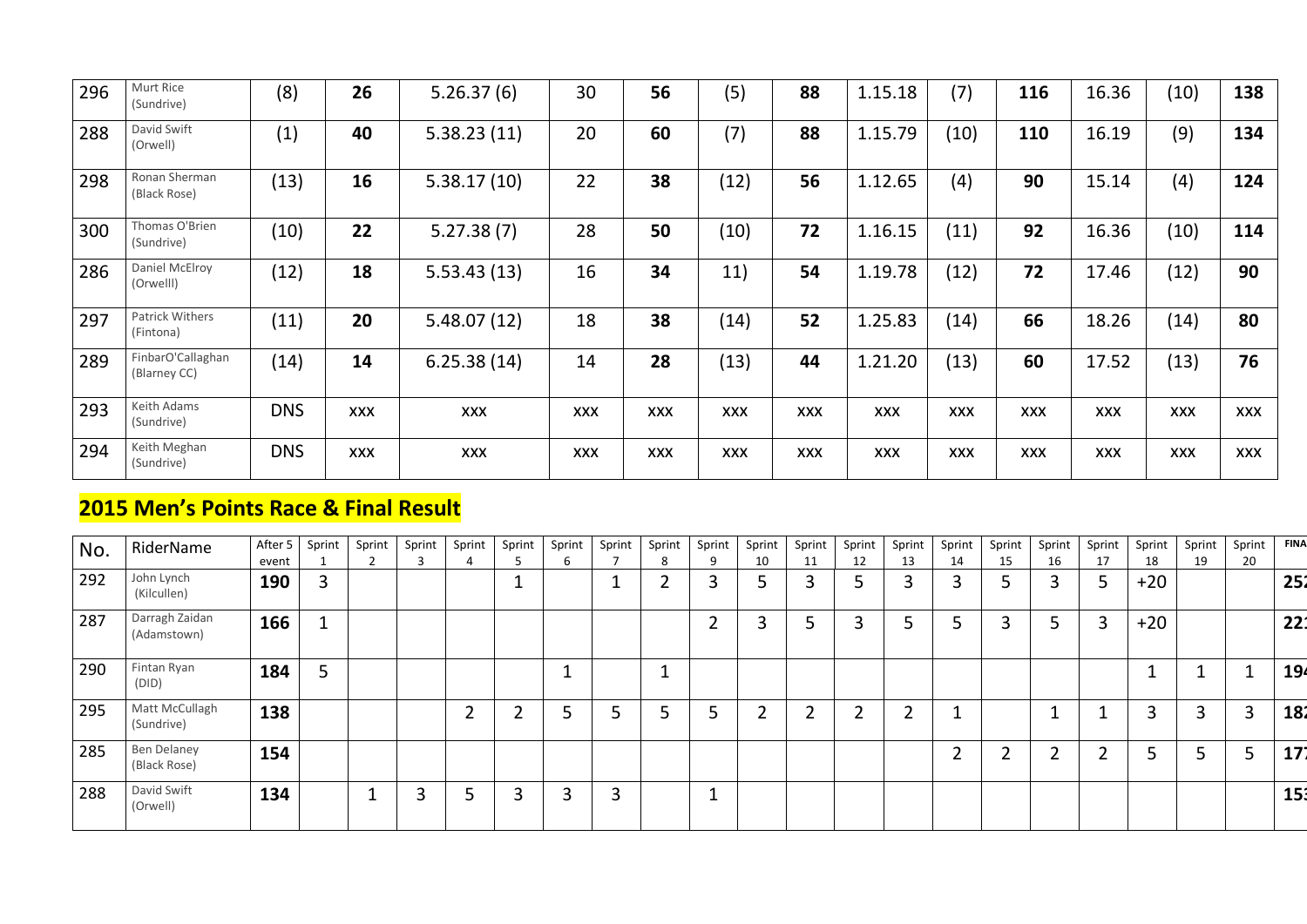| | | | | | | | | | | | | | | |
|---|---|---|---|---|---|---|---|---|---|---|---|---|---|---|
| 296 | Murt Rice (Sundrive) | (8) | **26** | 5.26.37 (6) | 30 | **56** | (5) | **88** | 1.15.18 | (7) | **116** | 16.36 | (10) | **138** |
| 288 | David Swift (Orwell) | (1) | **40** | 5.38.23 (11) | 20 | **60** | (7) | **88** | 1.15.79 | (10) | **110** | 16.19 | (9) | **134** |
| 298 | Ronan Sherman (Black Rose) | (13) | **16** | 5.38.17 (10) | 22 | **38** | (12) | **56** | 1.12.65 | (4) | **90** | 15.14 | (4) | **124** |
| 300 | Thomas O'Brien (Sundrive) | (10) | **22** | 5.27.38 (7) | 28 | **50** | (10) | **72** | 1.16.15 | (11) | **92** | 16.36 | (10) | **114** |
| 286 | Daniel McElroy (Orwelll) | (12) | **18** | 5.53.43 (13) | 16 | **34** | 11) | **54** | 1.19.78 | (12) | **72** | 17.46 | (12) | **90** |
| 297 | Patrick Withers (Fintona) | (11) | **20** | 5.48.07 (12) | 18 | **38** | (14) | **52** | 1.25.83 | (14) | **66** | 18.26 | (14) | **80** |
| 289 | FinbarO'Callaghan (Blarney CC) | (14) | **14** | 6.25.38 (14) | 14 | **28** | (13) | **44** | 1.21.20 | (13) | **60** | 17.52 | (13) | **76** |
| 293 | Keith Adams (Sundrive) | DNS | XXX | XXX | XXX | XXX | XXX | XXX | XXX | XXX | XXX | XXX | XXX | XXX |
| 294 | Keith Meghan (Sundrive) | DNS | XXX | XXX | XXX | XXX | XXX | XXX | XXX | XXX | XXX | XXX | XXX | XXX |

## 2015 Men's Points Race & Final Result

| No. | RiderName | After 5 event | Sprint 1 | Sprint 2 | Sprint 3 | Sprint 4 | Sprint 5 | Sprint 6 | Sprint 7 | Sprint 8 | Sprint 9 | Sprint 10 | Sprint 11 | Sprint 12 | Sprint 13 | Sprint 14 | Sprint 15 | Sprint 16 | Sprint 17 | Sprint 18 | Sprint 19 | Sprint 20 | FINA |
|---|---|---|---|---|---|---|---|---|---|---|---|---|---|---|---|---|---|---|---|---|---|---|---|
| 292 | John Lynch (Kilcullen) | **190** | 3 | | | | 1 | | 1 | 2 | 3 | 5 | 3 | 5 | 3 | 3 | 5 | 3 | 5 | +20 | | | **25** |
| 287 | Darragh Zaidan (Adamstown) | **166** | 1 | | | | | | | | 2 | 3 | 5 | 3 | 5 | 5 | 3 | 5 | 3 | +20 | | | **22** |
| 290 | Fintan Ryan (DID) | **184** | 5 | | | | | 1 | | 1 | | | | | | | | | | 1 | 1 | 1 | **19** |
| 295 | Matt McCullagh (Sundrive) | **138** | | | | 2 | 2 | 5 | 5 | 5 | 5 | 2 | 2 | 2 | 2 | 1 | | 1 | 1 | 3 | 3 | 3 | **18** |
| 285 | Ben Delaney (Black Rose) | **154** | | | | | | | | | | | | | | 2 | 2 | 2 | 2 | 5 | 5 | 5 | **17** |
| 288 | David Swift (Orwell) | **134** | | 1 | 3 | 5 | 3 | 3 | 3 | | 1 | | | | | | | | | | | | **15** |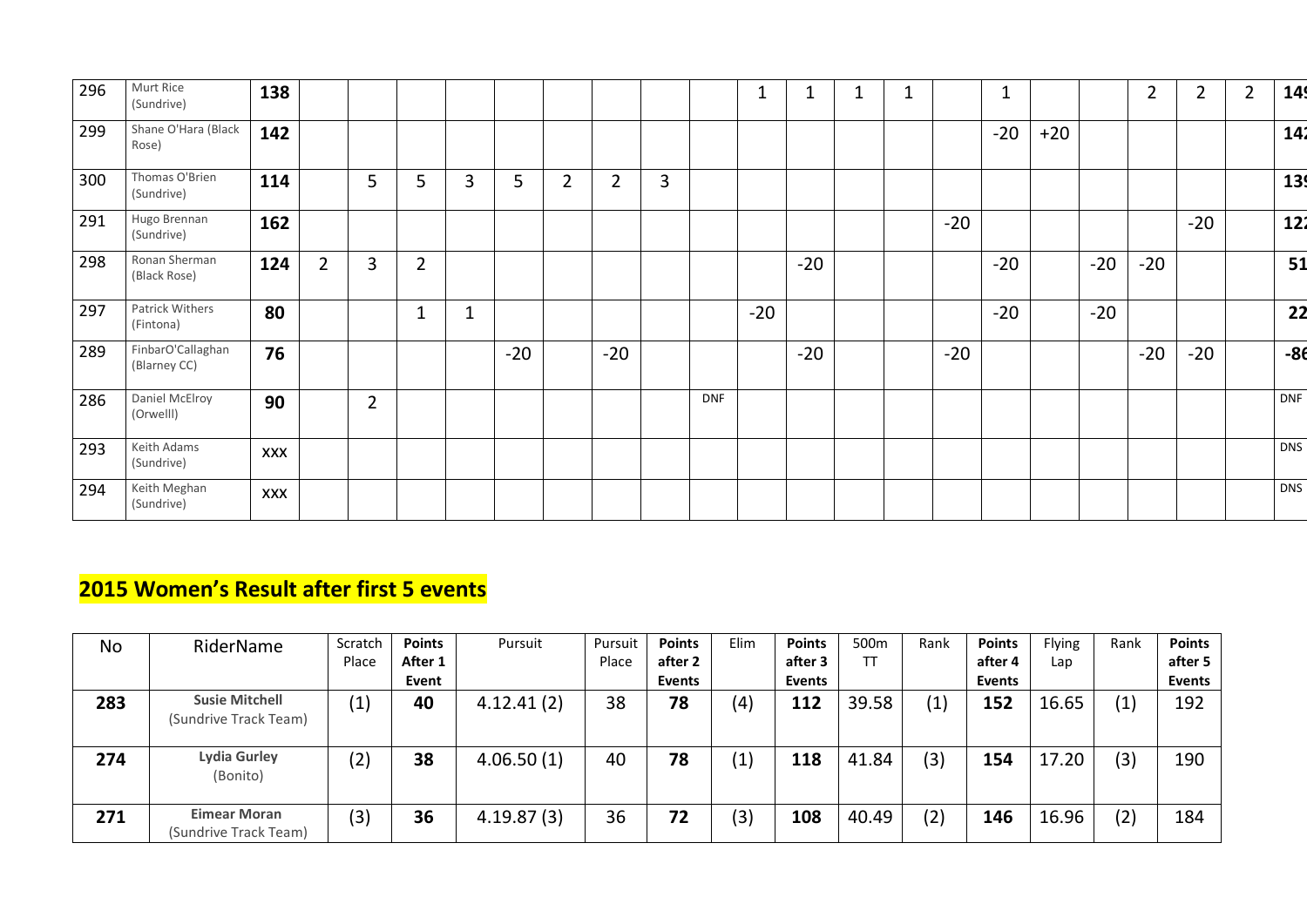| | | | | | | | | | | | | | | | | | | | | | | | |
|---|---|---|---|---|---|---|---|---|---|---|---|---|---|---|---|---|---|---|---|---|---|---|---|
| 296 | Murt Rice (Sundrive) | **138** | | | | | | | | | | 1 | 1 | 1 | 1 | | 1 | | | 2 | 2 | 2 | **149** |
| 299 | Shane O'Hara (Black Rose) | **142** | | | | | | | | | | | | | | | -20 | +20 | | | | | **142** |
| 300 | Thomas O'Brien (Sundrive) | **114** | | 5 | 5 | 3 | 5 | 2 | 2 | 3 | | | | | | | | | | | | | **139** |
| 291 | Hugo Brennan (Sundrive) | **162** | | | | | | | | | | | | | | -20 | | | | | -20 | | **122** |
| 298 | Ronan Sherman (Black Rose) | **124** | 2 | 3 | 2 | | | | | | | | -20 | | | | -20 | | -20 | -20 | | | **51** |
| 297 | Patrick Withers (Fintona) | **80** | | | 1 | 1 | | | | | | -20 | | | | | -20 | | -20 | | | | **22** |
| 289 | FinbarO'Callaghan (Blarney CC) | **76** | | | | | -20 | | -20 | | | | -20 | | | -20 | | | | -20 | -20 | | **-86** |
| 286 | Daniel McElroy (Orwelll) | **90** | | 2 | | | | | | | DNF | | | | | | | | | | | | DNF |
| 293 | Keith Adams (Sundrive) | XXX | | | | | | | | | | | | | | | | | | | | | DNS |
| 294 | Keith Meghan (Sundrive) | XXX | | | | | | | | | | | | | | | | | | | | | DNS |

## 2015 Women's Result after first 5 events

| No | RiderName | Scratch Place | **Points After 1 Event** | Pursuit | Pursuit Place | **Points after 2 Events** | Elim | **Points after 3 Events** | 500m TT | Rank | **Points after 4 Events** | Flying Lap | Rank | **Points after 5 Events** |
|---|---|---|---|---|---|---|---|---|---|---|---|---|---|---|
| **283** | **Susie Mitchell** (Sundrive Track Team) | (1) | **40** | 4.12.41 (2) | 38 | **78** | (4) | **112** | 39.58 | (1) | **152** | 16.65 | (1) | 192 |
| **274** | **Lydia Gurley** (Bonito) | (2) | **38** | 4.06.50 (1) | 40 | **78** | (1) | **118** | 41.84 | (3) | **154** | 17.20 | (3) | 190 |
| **271** | **Eimear Moran** (Sundrive Track Team) | (3) | **36** | 4.19.87 (3) | 36 | **72** | (3) | **108** | 40.49 | (2) | **146** | 16.96 | (2) | 184 |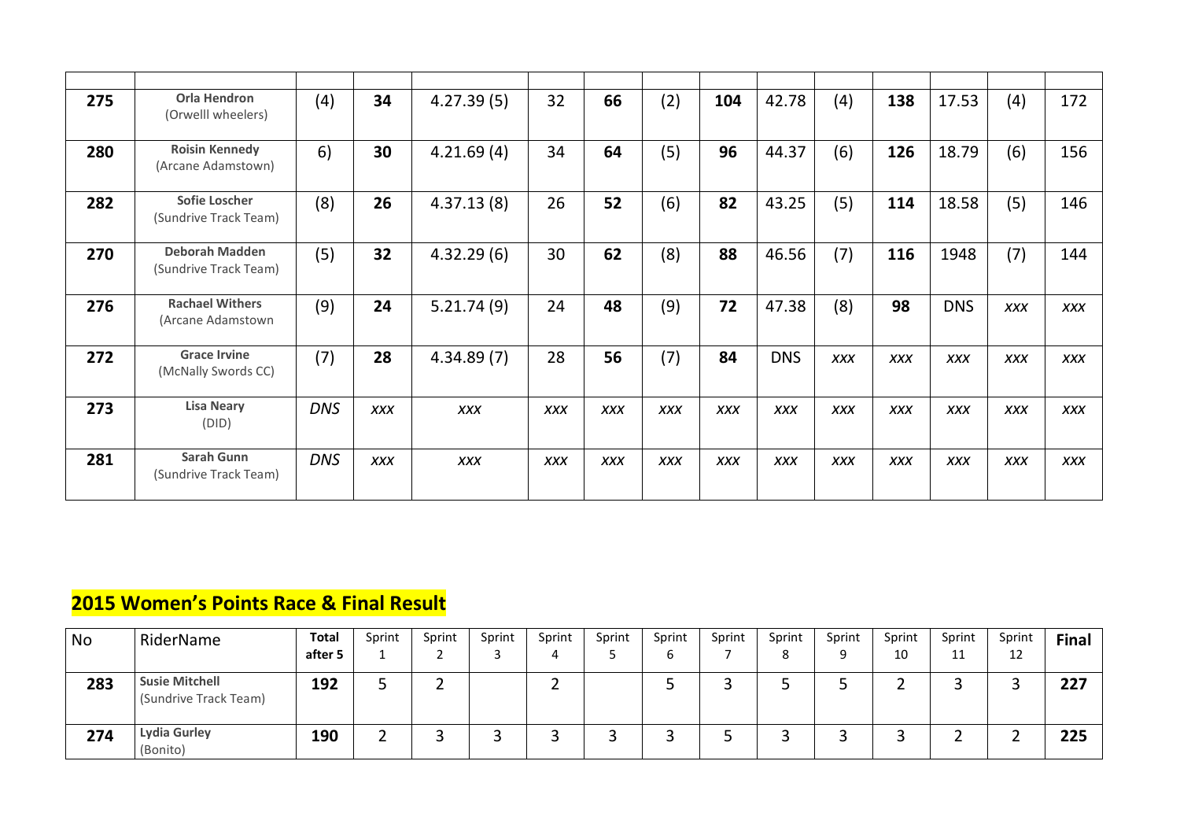| | | | | | | | | | | | | | | |
|---|---|---|---|---|---|---|---|---|---|---|---|---|---|---|
| **275** | **Orla Hendron** (Orwelll wheelers) | (4) | **34** | 4.27.39 (5) | 32 | **66** | (2) | **104** | 42.78 | (4) | **138** | 17.53 | (4) | 172 |
| **280** | **Roisin Kennedy** (Arcane Adamstown) | 6) | **30** | 4.21.69 (4) | 34 | **64** | (5) | **96** | 44.37 | (6) | **126** | 18.79 | (6) | 156 |
| **282** | **Sofie Loscher** (Sundrive Track Team) | (8) | **26** | 4.37.13 (8) | 26 | **52** | (6) | **82** | 43.25 | (5) | **114** | 18.58 | (5) | 146 |
| **270** | **Deborah Madden** (Sundrive Track Team) | (5) | **32** | 4.32.29 (6) | 30 | **62** | (8) | **88** | 46.56 | (7) | **116** | 1948 | (7) | 144 |
| **276** | **Rachael Withers** (Arcane Adamstown | (9) | **24** | 5.21.74 (9) | 24 | **48** | (9) | **72** | 47.38 | (8) | **98** | DNS | *XXX* | *XXX* |
| **272** | **Grace Irvine** (McNally Swords CC) | (7) | **28** | 4.34.89 (7) | 28 | **56** | (7) | **84** | DNS | *XXX* | *XXX* | *XXX* | *XXX* | *XXX* |
| **273** | **Lisa Neary** (DID) | *DNS* | *XXX* | *XXX* | *XXX* | *XXX* | *XXX* | *XXX* | *XXX* | *XXX* | *XXX* | *XXX* | *XXX* | *XXX* |
| **281** | **Sarah Gunn** (Sundrive Track Team) | *DNS* | *XXX* | *XXX* | *XXX* | *XXX* | *XXX* | *XXX* | *XXX* | *XXX* | *XXX* | *XXX* | *XXX* | *XXX* |

## 2015 Women's Points Race & Final Result

| No | RiderName | Total after 5 | Sprint 1 | Sprint 2 | Sprint 3 | Sprint 4 | Sprint 5 | Sprint 6 | Sprint 7 | Sprint 8 | Sprint 9 | Sprint 10 | Sprint 11 | Sprint 12 | Final |
|---|---|---|---|---|---|---|---|---|---|---|---|---|---|---|---|
| **283** | **Susie Mitchell** (Sundrive Track Team) | **192** | 5 | 2 | | 2 | | 5 | 3 | 5 | 5 | 2 | 3 | 3 | **227** |
| **274** | **Lydia Gurley** (Bonito) | **190** | 2 | 3 | 3 | 3 | 3 | 3 | 5 | 3 | 3 | 3 | 2 | 2 | **225** |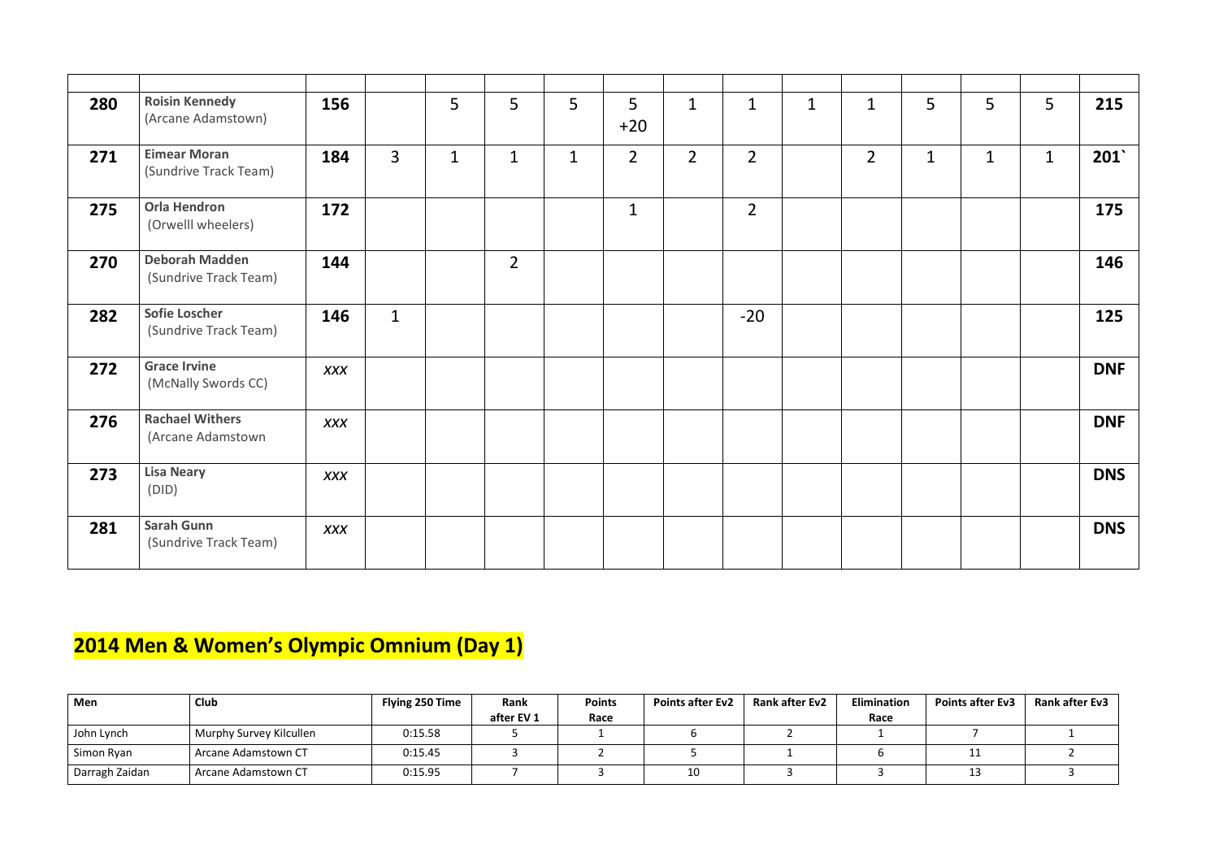| | | | | | | | | | | | | | | | |
|---|---|---|---|---|---|---|---|---|---|---|---|---|---|---|---|
| **280** | **Roisin Kennedy** (Arcane Adamstown) | **156** | | 5 | 5 | 5 | 5 +20 | 1 | 1 | 1 | 1 | 5 | 5 | 5 | **215** |
| **271** | **Eimear Moran** (Sundrive Track Team) | **184** | 3 | 1 | 1 | 1 | 2 | 2 | 2 | | 2 | 1 | 1 | 1 | **201`** |
| **275** | **Orla Hendron** (Orwelll wheelers) | **172** | | | | | 1 | | 2 | | | | | | **175** |
| **270** | **Deborah Madden** (Sundrive Track Team) | **144** | | | 2 | | | | | | | | | | **146** |
| **282** | **Sofie Loscher** (Sundrive Track Team) | **146** | 1 | | | | | | -20 | | | | | | **125** |
| **272** | **Grace Irvine** (McNally Swords CC) | *XXX* | | | | | | | | | | | | | **DNF** |
| **276** | **Rachael Withers** (Arcane Adamstown | *XXX* | | | | | | | | | | | | | **DNF** |
| **273** | **Lisa Neary** (DID) | *XXX* | | | | | | | | | | | | | **DNS** |
| **281** | **Sarah Gunn** (Sundrive Track Team) | *XXX* | | | | | | | | | | | | | **DNS** |

## 2014 Men & Women's Olympic Omnium (Day 1)

| Men | Club | Flying 250 Time | Rank after EV 1 | Points Race | Points after Ev2 | Rank after Ev2 | Elimination Race | Points after Ev3 | Rank after Ev3 |
|---|---|---|---|---|---|---|---|---|---|
| John Lynch | Murphy Survey Kilcullen | 0:15.58 | 5 | 1 | 6 | 2 | 1 | 7 | 1 |
| Simon Ryan | Arcane Adamstown CT | 0:15.45 | 3 | 2 | 5 | 1 | 6 | 11 | 2 |
| Darragh Zaidan | Arcane Adamstown CT | 0:15.95 | 7 | 3 | 10 | 3 | 3 | 13 | 3 |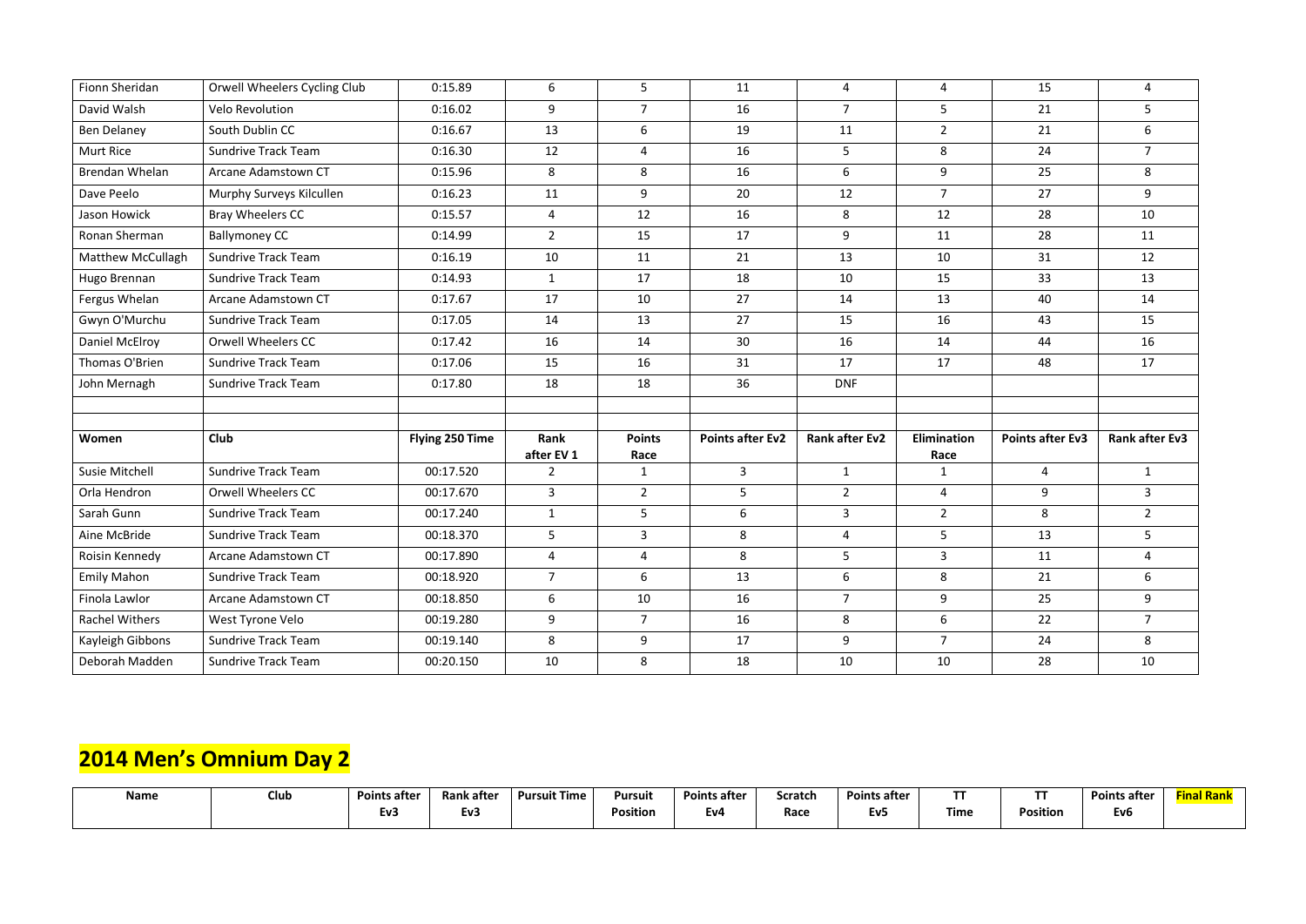| | | | | | | | | | |
|---|---|---|---|---|---|---|---|---|---|
| Fionn Sheridan | Orwell Wheelers Cycling Club | 0:15.89 | 6 | 5 | 11 | 4 | 4 | 15 | 4 |
| David Walsh | Velo Revolution | 0:16.02 | 9 | 7 | 16 | 7 | 5 | 21 | 5 |
| Ben Delaney | South Dublin CC | 0:16.67 | 13 | 6 | 19 | 11 | 2 | 21 | 6 |
| Murt Rice | Sundrive Track Team | 0:16.30 | 12 | 4 | 16 | 5 | 8 | 24 | 7 |
| Brendan Whelan | Arcane Adamstown CT | 0:15.96 | 8 | 8 | 16 | 6 | 9 | 25 | 8 |
| Dave Peelo | Murphy Surveys Kilcullen | 0:16.23 | 11 | 9 | 20 | 12 | 7 | 27 | 9 |
| Jason Howick | Bray Wheelers CC | 0:15.57 | 4 | 12 | 16 | 8 | 12 | 28 | 10 |
| Ronan Sherman | Ballymoney CC | 0:14.99 | 2 | 15 | 17 | 9 | 11 | 28 | 11 |
| Matthew McCullagh | Sundrive Track Team | 0:16.19 | 10 | 11 | 21 | 13 | 10 | 31 | 12 |
| Hugo Brennan | Sundrive Track Team | 0:14.93 | 1 | 17 | 18 | 10 | 15 | 33 | 13 |
| Fergus Whelan | Arcane Adamstown CT | 0:17.67 | 17 | 10 | 27 | 14 | 13 | 40 | 14 |
| Gwyn O'Murchu | Sundrive Track Team | 0:17.05 | 14 | 13 | 27 | 15 | 16 | 43 | 15 |
| Daniel McElroy | Orwell Wheelers CC | 0:17.42 | 16 | 14 | 30 | 16 | 14 | 44 | 16 |
| Thomas O'Brien | Sundrive Track Team | 0:17.06 | 15 | 16 | 31 | 17 | 17 | 48 | 17 |
| John Mernagh | Sundrive Track Team | 0:17.80 | 18 | 18 | 36 | DNF | | | |

| Women | Club | Flying 250 Time | Rank after EV 1 | Points Race | Points after Ev2 | Rank after Ev2 | Elimination Race | Points after Ev3 | Rank after Ev3 |
|---|---|---|---|---|---|---|---|---|---|
| Susie Mitchell | Sundrive Track Team | 00:17.520 | 2 | 1 | 3 | 1 | 1 | 4 | 1 |
| Orla Hendron | Orwell Wheelers CC | 00:17.670 | 3 | 2 | 5 | 2 | 4 | 9 | 3 |
| Sarah Gunn | Sundrive Track Team | 00:17.240 | 1 | 5 | 6 | 3 | 2 | 8 | 2 |
| Aine McBride | Sundrive Track Team | 00:18.370 | 5 | 3 | 8 | 4 | 5 | 13 | 5 |
| Roisin Kennedy | Arcane Adamstown CT | 00:17.890 | 4 | 4 | 8 | 5 | 3 | 11 | 4 |
| Emily Mahon | Sundrive Track Team | 00:18.920 | 7 | 6 | 13 | 6 | 8 | 21 | 6 |
| Finola Lawlor | Arcane Adamstown CT | 00:18.850 | 6 | 10 | 16 | 7 | 9 | 25 | 9 |
| Rachel Withers | West Tyrone Velo | 00:19.280 | 9 | 7 | 16 | 8 | 6 | 22 | 7 |
| Kayleigh Gibbons | Sundrive Track Team | 00:19.140 | 8 | 9 | 17 | 9 | 7 | 24 | 8 |
| Deborah Madden | Sundrive Track Team | 00:20.150 | 10 | 8 | 18 | 10 | 10 | 28 | 10 |

# 2014 Men's Omnium Day 2

| Name | Club | Points after Ev3 | Rank after Ev3 | Pursuit Time | Pursuit Position | Points after Ev4 | Scratch Race | Points after Ev5 | TT Time | TT Position | Points after Ev6 | Final Rank |
|---|---|---|---|---|---|---|---|---|---|---|---|---|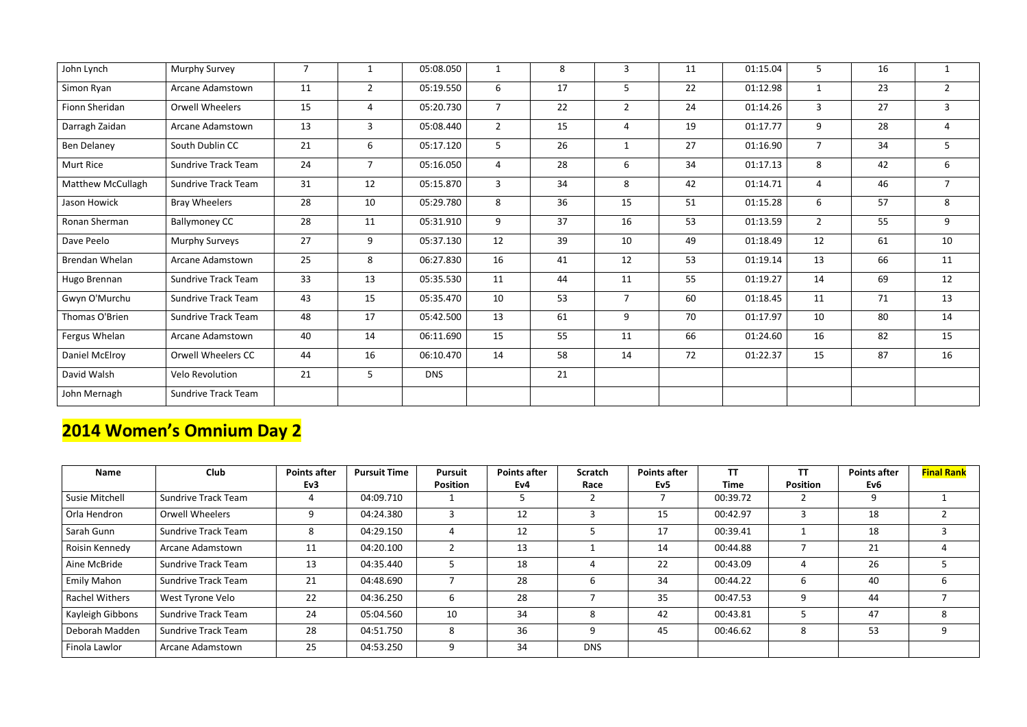| John Lynch | Murphy Survey | 7 | 1 | 05:08.050 | 1 | 8 | 3 | 11 | 01:15.04 | 5 | 16 | 1 |
|---|---|---|---|---|---|---|---|---|---|---|---|---|
| Simon Ryan | Arcane Adamstown | 11 | 2 | 05:19.550 | 6 | 17 | 5 | 22 | 01:12.98 | 1 | 23 | 2 |
| Fionn Sheridan | Orwell Wheelers | 15 | 4 | 05:20.730 | 7 | 22 | 2 | 24 | 01:14.26 | 3 | 27 | 3 |
| Darragh Zaidan | Arcane Adamstown | 13 | 3 | 05:08.440 | 2 | 15 | 4 | 19 | 01:17.77 | 9 | 28 | 4 |
| Ben Delaney | South Dublin CC | 21 | 6 | 05:17.120 | 5 | 26 | 1 | 27 | 01:16.90 | 7 | 34 | 5 |
| Murt Rice | Sundrive Track Team | 24 | 7 | 05:16.050 | 4 | 28 | 6 | 34 | 01:17.13 | 8 | 42 | 6 |
| Matthew McCullagh | Sundrive Track Team | 31 | 12 | 05:15.870 | 3 | 34 | 8 | 42 | 01:14.71 | 4 | 46 | 7 |
| Jason Howick | Bray Wheelers | 28 | 10 | 05:29.780 | 8 | 36 | 15 | 51 | 01:15.28 | 6 | 57 | 8 |
| Ronan Sherman | Ballymoney CC | 28 | 11 | 05:31.910 | 9 | 37 | 16 | 53 | 01:13.59 | 2 | 55 | 9 |
| Dave Peelo | Murphy Surveys | 27 | 9 | 05:37.130 | 12 | 39 | 10 | 49 | 01:18.49 | 12 | 61 | 10 |
| Brendan Whelan | Arcane Adamstown | 25 | 8 | 06:27.830 | 16 | 41 | 12 | 53 | 01:19.14 | 13 | 66 | 11 |
| Hugo Brennan | Sundrive Track Team | 33 | 13 | 05:35.530 | 11 | 44 | 11 | 55 | 01:19.27 | 14 | 69 | 12 |
| Gwyn O'Murchu | Sundrive Track Team | 43 | 15 | 05:35.470 | 10 | 53 | 7 | 60 | 01:18.45 | 11 | 71 | 13 |
| Thomas O'Brien | Sundrive Track Team | 48 | 17 | 05:42.500 | 13 | 61 | 9 | 70 | 01:17.97 | 10 | 80 | 14 |
| Fergus Whelan | Arcane Adamstown | 40 | 14 | 06:11.690 | 15 | 55 | 11 | 66 | 01:24.60 | 16 | 82 | 15 |
| Daniel McElroy | Orwell Wheelers CC | 44 | 16 | 06:10.470 | 14 | 58 | 14 | 72 | 01:22.37 | 15 | 87 | 16 |
| David Walsh | Velo Revolution | 21 | 5 | DNS | | 21 | | | | | | |
| John Mernagh | Sundrive Track Team | | | | | | | | | | | |

# 2014 Women's Omnium Day 2

| Name | Club | Points after Ev3 | Pursuit Time | Pursuit Position | Points after Ev4 | Scratch Race | Points after Ev5 | TT Time | TT Position | Points after Ev6 | Final Rank |
|---|---|---|---|---|---|---|---|---|---|---|---|
| Susie Mitchell | Sundrive Track Team | 4 | 04:09.710 | 1 | 5 | 2 | 7 | 00:39.72 | 2 | 9 | 1 |
| Orla Hendron | Orwell Wheelers | 9 | 04:24.380 | 3 | 12 | 3 | 15 | 00:42.97 | 3 | 18 | 2 |
| Sarah Gunn | Sundrive Track Team | 8 | 04:29.150 | 4 | 12 | 5 | 17 | 00:39.41 | 1 | 18 | 3 |
| Roisin Kennedy | Arcane Adamstown | 11 | 04:20.100 | 2 | 13 | 1 | 14 | 00:44.88 | 7 | 21 | 4 |
| Aine McBride | Sundrive Track Team | 13 | 04:35.440 | 5 | 18 | 4 | 22 | 00:43.09 | 4 | 26 | 5 |
| Emily Mahon | Sundrive Track Team | 21 | 04:48.690 | 7 | 28 | 6 | 34 | 00:44.22 | 6 | 40 | 6 |
| Rachel Withers | West Tyrone Velo | 22 | 04:36.250 | 6 | 28 | 7 | 35 | 00:47.53 | 9 | 44 | 7 |
| Kayleigh Gibbons | Sundrive Track Team | 24 | 05:04.560 | 10 | 34 | 8 | 42 | 00:43.81 | 5 | 47 | 8 |
| Deborah Madden | Sundrive Track Team | 28 | 04:51.750 | 8 | 36 | 9 | 45 | 00:46.62 | 8 | 53 | 9 |
| Finola Lawlor | Arcane Adamstown | 25 | 04:53.250 | 9 | 34 | DNS | | | | | |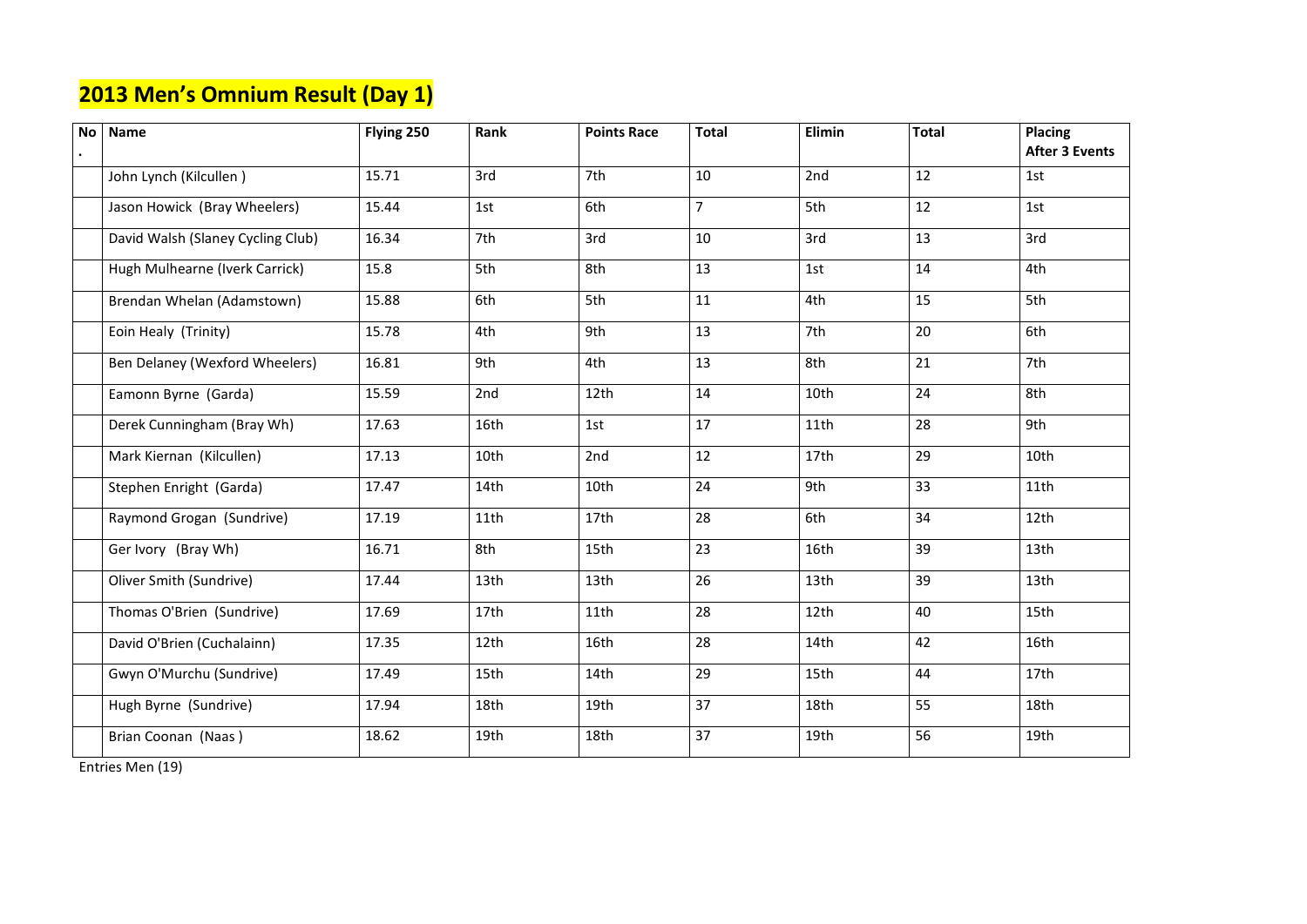# 2013 Men's Omnium Result (Day 1)

| No. | Name | Flying 250 | Rank | Points Race | Total | Elimin | Total | Placing After 3 Events |
|---|---|---|---|---|---|---|---|---|
| | John Lynch (Kilcullen ) | 15.71 | 3rd | 7th | 10 | 2nd | 12 | 1st |
| | Jason Howick (Bray Wheelers) | 15.44 | 1st | 6th | 7 | 5th | 12 | 1st |
| | David Walsh (Slaney Cycling Club) | 16.34 | 7th | 3rd | 10 | 3rd | 13 | 3rd |
| | Hugh Mulhearne (Iverk Carrick) | 15.8 | 5th | 8th | 13 | 1st | 14 | 4th |
| | Brendan Whelan (Adamstown) | 15.88 | 6th | 5th | 11 | 4th | 15 | 5th |
| | Eoin Healy (Trinity) | 15.78 | 4th | 9th | 13 | 7th | 20 | 6th |
| | Ben Delaney (Wexford Wheelers) | 16.81 | 9th | 4th | 13 | 8th | 21 | 7th |
| | Eamonn Byrne (Garda) | 15.59 | 2nd | 12th | 14 | 10th | 24 | 8th |
| | Derek Cunningham (Bray Wh) | 17.63 | 16th | 1st | 17 | 11th | 28 | 9th |
| | Mark Kiernan (Kilcullen) | 17.13 | 10th | 2nd | 12 | 17th | 29 | 10th |
| | Stephen Enright (Garda) | 17.47 | 14th | 10th | 24 | 9th | 33 | 11th |
| | Raymond Grogan (Sundrive) | 17.19 | 11th | 17th | 28 | 6th | 34 | 12th |
| | Ger Ivory (Bray Wh) | 16.71 | 8th | 15th | 23 | 16th | 39 | 13th |
| | Oliver Smith (Sundrive) | 17.44 | 13th | 13th | 26 | 13th | 39 | 13th |
| | Thomas O'Brien (Sundrive) | 17.69 | 17th | 11th | 28 | 12th | 40 | 15th |
| | David O'Brien (Cuchalainn) | 17.35 | 12th | 16th | 28 | 14th | 42 | 16th |
| | Gwyn O'Murchu (Sundrive) | 17.49 | 15th | 14th | 29 | 15th | 44 | 17th |
| | Hugh Byrne (Sundrive) | 17.94 | 18th | 19th | 37 | 18th | 55 | 18th |
| | Brian Coonan (Naas ) | 18.62 | 19th | 18th | 37 | 19th | 56 | 19th |

Entries Men (19)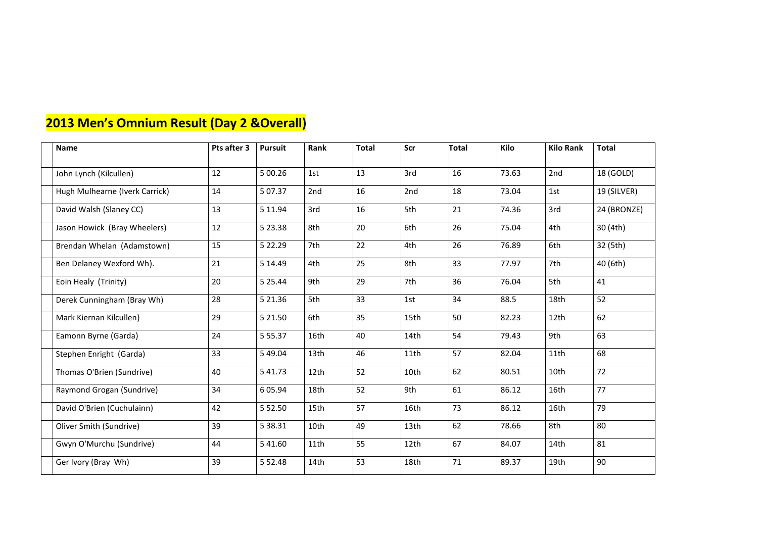## 2013 Men's Omnium Result (Day 2 &Overall)

| Name | Pts after 3 | Pursuit | Rank | Total | Scr | Total | Kilo | Kilo Rank | Total |
|---|---|---|---|---|---|---|---|---|---|
| John Lynch (Kilcullen) | 12 | 5 00.26 | 1st | 13 | 3rd | 16 | 73.63 | 2nd | 18 (GOLD) |
| Hugh Mulhearne (Iverk Carrick) | 14 | 5 07.37 | 2nd | 16 | 2nd | 18 | 73.04 | 1st | 19 (SILVER) |
| David Walsh (Slaney CC) | 13 | 5 11.94 | 3rd | 16 | 5th | 21 | 74.36 | 3rd | 24 (BRONZE) |
| Jason Howick (Bray Wheelers) | 12 | 5 23.38 | 8th | 20 | 6th | 26 | 75.04 | 4th | 30 (4th) |
| Brendan Whelan (Adamstown) | 15 | 5 22.29 | 7th | 22 | 4th | 26 | 76.89 | 6th | 32 (5th) |
| Ben Delaney Wexford Wh). | 21 | 5 14.49 | 4th | 25 | 8th | 33 | 77.97 | 7th | 40 (6th) |
| Eoin Healy (Trinity) | 20 | 5 25.44 | 9th | 29 | 7th | 36 | 76.04 | 5th | 41 |
| Derek Cunningham (Bray Wh) | 28 | 5 21.36 | 5th | 33 | 1st | 34 | 88.5 | 18th | 52 |
| Mark Kiernan Kilcullen) | 29 | 5 21.50 | 6th | 35 | 15th | 50 | 82.23 | 12th | 62 |
| Eamonn Byrne (Garda) | 24 | 5 55.37 | 16th | 40 | 14th | 54 | 79.43 | 9th | 63 |
| Stephen Enright (Garda) | 33 | 5 49.04 | 13th | 46 | 11th | 57 | 82.04 | 11th | 68 |
| Thomas O'Brien (Sundrive) | 40 | 5 41.73 | 12th | 52 | 10th | 62 | 80.51 | 10th | 72 |
| Raymond Grogan (Sundrive) | 34 | 6 05.94 | 18th | 52 | 9th | 61 | 86.12 | 16th | 77 |
| David O'Brien (Cuchulainn) | 42 | 5 52.50 | 15th | 57 | 16th | 73 | 86.12 | 16th | 79 |
| Oliver Smith (Sundrive) | 39 | 5 38.31 | 10th | 49 | 13th | 62 | 78.66 | 8th | 80 |
| Gwyn O'Murchu (Sundrive) | 44 | 5 41.60 | 11th | 55 | 12th | 67 | 84.07 | 14th | 81 |
| Ger Ivory (Bray Wh) | 39 | 5 52.48 | 14th | 53 | 18th | 71 | 89.37 | 19th | 90 |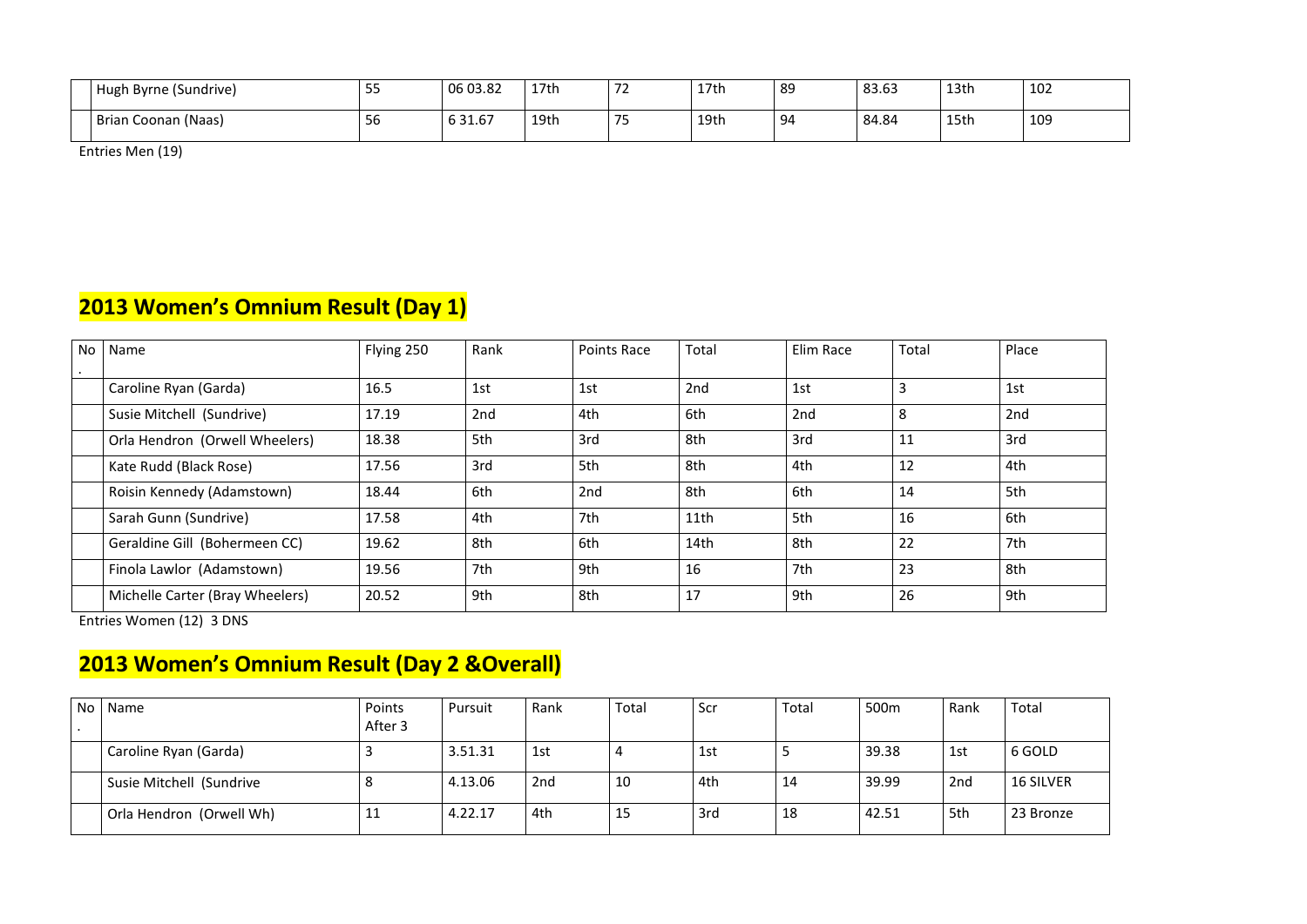| | | | | | | | | | |
|---|---|---|---|---|---|---|---|---|---|
| | Hugh Byrne (Sundrive) | 55 | 06 03.82 | 17th | 72 | 17th | 89 | 83.63 | 13th | 102 |
| | Brian Coonan (Naas) | 56 | 6 31.67 | 19th | 75 | 19th | 94 | 84.84 | 15th | 109 |

Entries Men (19)

## 2013 Women's Omnium Result (Day 1)

| No. | Name | Flying 250 | Rank | Points Race | Total | Elim Race | Total | Place |
|---|---|---|---|---|---|---|---|---|
| | Caroline Ryan (Garda) | 16.5 | 1st | 1st | 2nd | 1st | 3 | 1st |
| | Susie Mitchell (Sundrive) | 17.19 | 2nd | 4th | 6th | 2nd | 8 | 2nd |
| | Orla Hendron (Orwell Wheelers) | 18.38 | 5th | 3rd | 8th | 3rd | 11 | 3rd |
| | Kate Rudd (Black Rose) | 17.56 | 3rd | 5th | 8th | 4th | 12 | 4th |
| | Roisin Kennedy (Adamstown) | 18.44 | 6th | 2nd | 8th | 6th | 14 | 5th |
| | Sarah Gunn (Sundrive) | 17.58 | 4th | 7th | 11th | 5th | 16 | 6th |
| | Geraldine Gill (Bohermeen CC) | 19.62 | 8th | 6th | 14th | 8th | 22 | 7th |
| | Finola Lawlor (Adamstown) | 19.56 | 7th | 9th | 16 | 7th | 23 | 8th |
| | Michelle Carter (Bray Wheelers) | 20.52 | 9th | 8th | 17 | 9th | 26 | 9th |

Entries Women (12) 3 DNS

## 2013 Women's Omnium Result (Day 2 &Overall)

| No. | Name | Points After 3 | Pursuit | Rank | Total | Scr | Total | 500m | Rank | Total |
|---|---|---|---|---|---|---|---|---|---|---|
| | Caroline Ryan (Garda) | 3 | 3.51.31 | 1st | 4 | 1st | 5 | 39.38 | 1st | 6 GOLD |
| | Susie Mitchell (Sundrive | 8 | 4.13.06 | 2nd | 10 | 4th | 14 | 39.99 | 2nd | 16 SILVER |
| | Orla Hendron (Orwell Wh) | 11 | 4.22.17 | 4th | 15 | 3rd | 18 | 42.51 | 5th | 23 Bronze |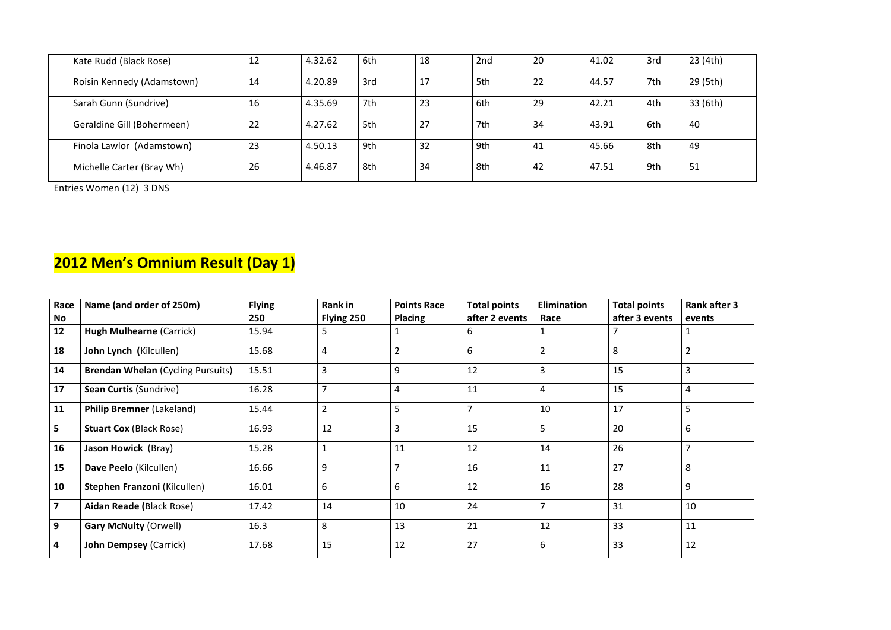| | | | | | | | | | |
|---|---|---|---|---|---|---|---|---|---|
| | Kate Rudd (Black Rose) | 12 | 4.32.62 | 6th | 18 | 2nd | 20 | 41.02 | 3rd | 23 (4th) |
| | Roisin Kennedy (Adamstown) | 14 | 4.20.89 | 3rd | 17 | 5th | 22 | 44.57 | 7th | 29 (5th) |
| | Sarah Gunn (Sundrive) | 16 | 4.35.69 | 7th | 23 | 6th | 29 | 42.21 | 4th | 33 (6th) |
| | Geraldine Gill (Bohermeen) | 22 | 4.27.62 | 5th | 27 | 7th | 34 | 43.91 | 6th | 40 |
| | Finola Lawlor (Adamstown) | 23 | 4.50.13 | 9th | 32 | 9th | 41 | 45.66 | 8th | 49 |
| | Michelle Carter (Bray Wh) | 26 | 4.46.87 | 8th | 34 | 8th | 42 | 47.51 | 9th | 51 |

Entries Women (12) 3 DNS

## 2012 Men's Omnium Result (Day 1)

| Race No | Name (and order of 250m) | Flying 250 | Rank in Flying 250 | Points Race Placing | Total points after 2 events | Elimination Race | Total points after 3 events | Rank after 3 events |
|---|---|---|---|---|---|---|---|---|
| 12 | **Hugh Mulhearne** (Carrick) | 15.94 | 5 | 1 | 6 | 1 | 7 | 1 |
| 18 | **John Lynch (**Kilcullen) | 15.68 | 4 | 2 | 6 | 2 | 8 | 2 |
| 14 | **Brendan Whelan** (Cycling Pursuits) | 15.51 | 3 | 9 | 12 | 3 | 15 | 3 |
| 17 | **Sean Curtis** (Sundrive) | 16.28 | 7 | 4 | 11 | 4 | 15 | 4 |
| 11 | **Philip Bremner** (Lakeland) | 15.44 | 2 | 5 | 7 | 10 | 17 | 5 |
| 5 | **Stuart Cox** (Black Rose) | 16.93 | 12 | 3 | 15 | 5 | 20 | 6 |
| 16 | **Jason Howick** (Bray) | 15.28 | 1 | 11 | 12 | 14 | 26 | 7 |
| 15 | **Dave Peelo** (Kilcullen) | 16.66 | 9 | 7 | 16 | 11 | 27 | 8 |
| 10 | **Stephen Franzoni** (Kilcullen) | 16.01 | 6 | 6 | 12 | 16 | 28 | 9 |
| 7 | **Aidan Reade (**Black Rose) | 17.42 | 14 | 10 | 24 | 7 | 31 | 10 |
| 9 | **Gary McNulty** (Orwell) | 16.3 | 8 | 13 | 21 | 12 | 33 | 11 |
| 4 | **John Dempsey** (Carrick) | 17.68 | 15 | 12 | 27 | 6 | 33 | 12 |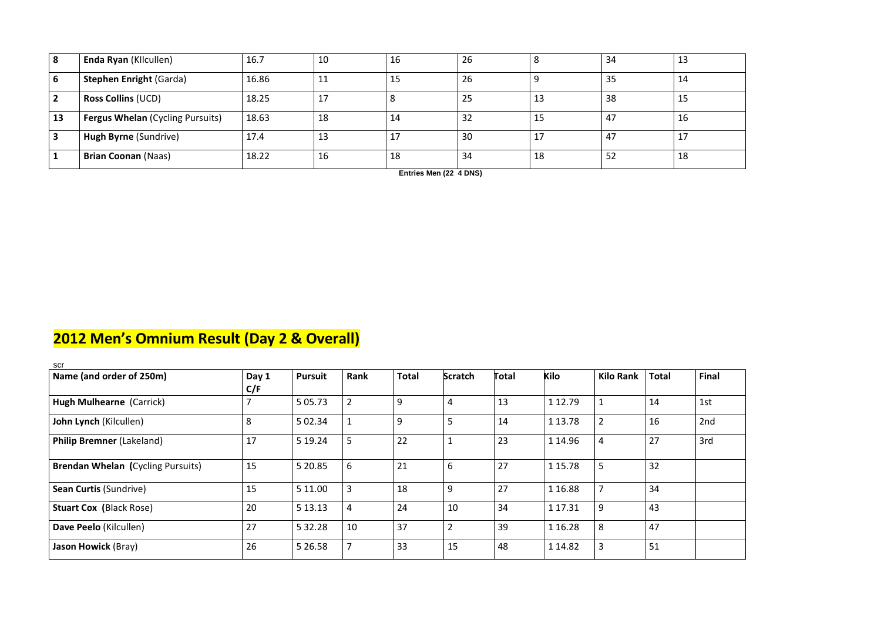| 8 | **Enda Ryan** (KIlcullen) | 16.7 | 10 | 16 | 26 | 8 | 34 | 13 |
|---|---|---|---|---|---|---|---|---|
| 6 | **Stephen Enright** (Garda) | 16.86 | 11 | 15 | 26 | 9 | 35 | 14 |
| 2 | **Ross Collins** (UCD) | 18.25 | 17 | 8 | 25 | 13 | 38 | 15 |
| 13 | **Fergus Whelan** (Cycling Pursuits) | 18.63 | 18 | 14 | 32 | 15 | 47 | 16 |
| 3 | **Hugh Byrne** (Sundrive) | 17.4 | 13 | 17 | 30 | 17 | 47 | 17 |
| 1 | **Brian Coonan** (Naas) | 18.22 | 16 | 18 | 34 | 18 | 52 | 18 |

**Entries Men (22 4 DNS)**

## 2012 Men's Omnium Result (Day 2 & Overall)

scr

| Name (and order of 250m) | Day 1 C/F | Pursuit | Rank | Total | Scratch | Total | Kilo | Kilo Rank | Total | Final |
|---|---|---|---|---|---|---|---|---|---|---|
| **Hugh Mulhearne** (Carrick) | 7 | 5 05.73 | 2 | 9 | 4 | 13 | 1 12.79 | 1 | 14 | 1st |
| **John Lynch** (Kilcullen) | 8 | 5 02.34 | 1 | 9 | 5 | 14 | 1 13.78 | 2 | 16 | 2nd |
| **Philip Bremner** (Lakeland) | 17 | 5 19.24 | 5 | 22 | 1 | 23 | 1 14.96 | 4 | 27 | 3rd |
| **Brendan Whelan (**Cycling Pursuits) | 15 | 5 20.85 | 6 | 21 | 6 | 27 | 1 15.78 | 5 | 32 | |
| **Sean Curtis** (Sundrive) | 15 | 5 11.00 | 3 | 18 | 9 | 27 | 1 16.88 | 7 | 34 | |
| **Stuart Cox (**Black Rose) | 20 | 5 13.13 | 4 | 24 | 10 | 34 | 1 17.31 | 9 | 43 | |
| **Dave Peelo** (Kilcullen) | 27 | 5 32.28 | 10 | 37 | 2 | 39 | 1 16.28 | 8 | 47 | |
| **Jason Howick** (Bray) | 26 | 5 26.58 | 7 | 33 | 15 | 48 | 1 14.82 | 3 | 51 | |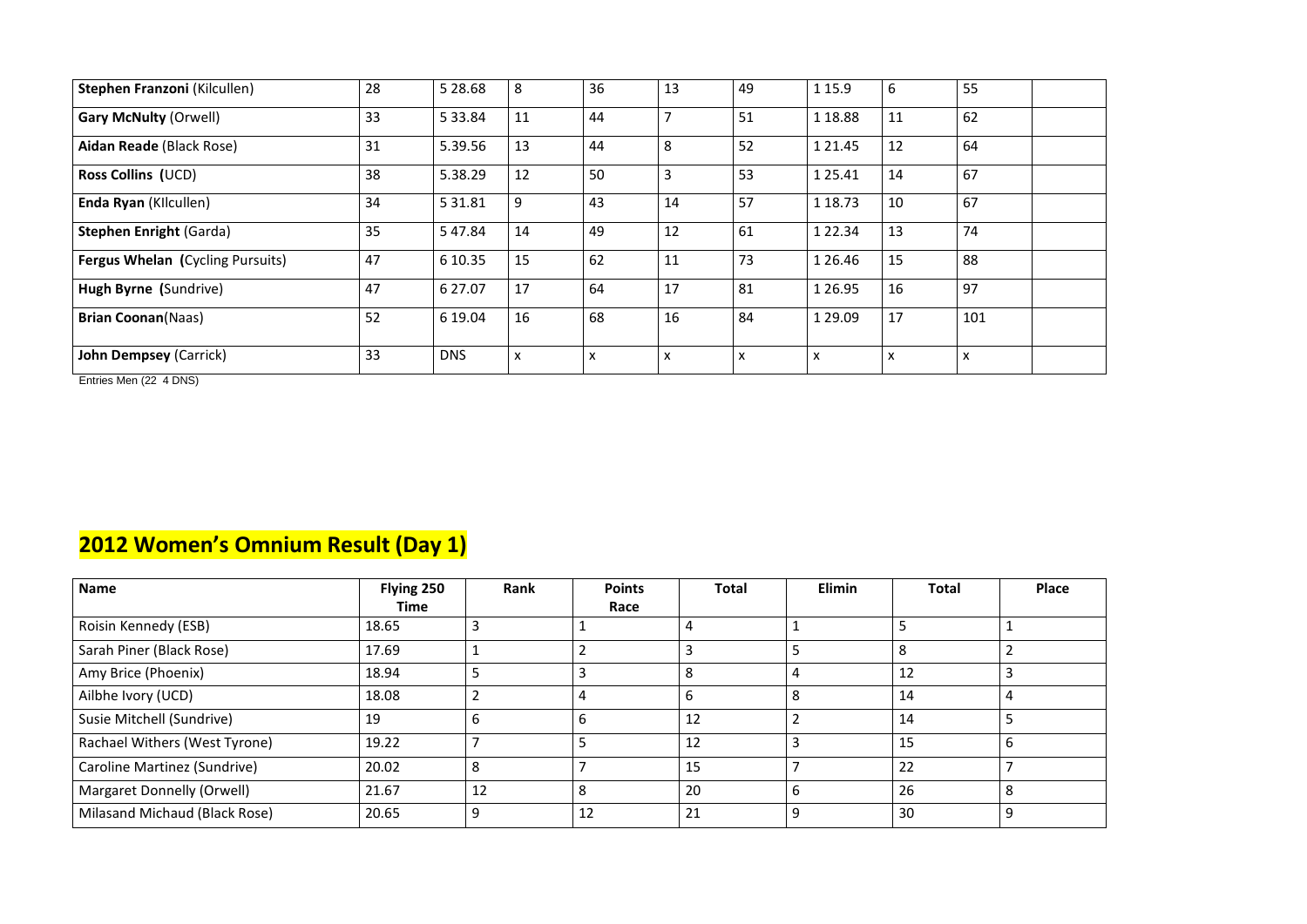| | | | | | | | | | | |
|---|---|---|---|---|---|---|---|---|---|---|
| **Stephen Franzoni** (Kilcullen) | 28 | 5 28.68 | 8 | 36 | 13 | 49 | 1 15.9 | 6 | 55 | |
| **Gary McNulty** (Orwell) | 33 | 5 33.84 | 11 | 44 | 7 | 51 | 1 18.88 | 11 | 62 | |
| **Aidan Reade** (Black Rose) | 31 | 5.39.56 | 13 | 44 | 8 | 52 | 1 21.45 | 12 | 64 | |
| **Ross Collins (**UCD) | 38 | 5.38.29 | 12 | 50 | 3 | 53 | 1 25.41 | 14 | 67 | |
| **Enda Ryan** (KIlcullen) | 34 | 5 31.81 | 9 | 43 | 14 | 57 | 1 18.73 | 10 | 67 | |
| **Stephen Enright** (Garda) | 35 | 5 47.84 | 14 | 49 | 12 | 61 | 1 22.34 | 13 | 74 | |
| **Fergus Whelan (**Cycling Pursuits) | 47 | 6 10.35 | 15 | 62 | 11 | 73 | 1 26.46 | 15 | 88 | |
| **Hugh Byrne (**Sundrive) | 47 | 6 27.07 | 17 | 64 | 17 | 81 | 1 26.95 | 16 | 97 | |
| **Brian Coonan**(Naas) | 52 | 6 19.04 | 16 | 68 | 16 | 84 | 1 29.09 | 17 | 101 | |
| **John Dempsey** (Carrick) | 33 | DNS | x | x | x | x | x | x | x | |

Entries Men (22 4 DNS)

## 2012 Women's Omnium Result (Day 1)

| Name | Flying 250 Time | Rank | Points Race | Total | Elimin | Total | Place |
|---|---|---|---|---|---|---|---|
| Roisin Kennedy (ESB) | 18.65 | 3 | 1 | 4 | 1 | 5 | 1 |
| Sarah Piner (Black Rose) | 17.69 | 1 | 2 | 3 | 5 | 8 | 2 |
| Amy Brice (Phoenix) | 18.94 | 5 | 3 | 8 | 4 | 12 | 3 |
| Ailbhe Ivory (UCD) | 18.08 | 2 | 4 | 6 | 8 | 14 | 4 |
| Susie Mitchell (Sundrive) | 19 | 6 | 6 | 12 | 2 | 14 | 5 |
| Rachael Withers (West Tyrone) | 19.22 | 7 | 5 | 12 | 3 | 15 | 6 |
| Caroline Martinez (Sundrive) | 20.02 | 8 | 7 | 15 | 7 | 22 | 7 |
| Margaret Donnelly (Orwell) | 21.67 | 12 | 8 | 20 | 6 | 26 | 8 |
| Milasand Michaud (Black Rose) | 20.65 | 9 | 12 | 21 | 9 | 30 | 9 |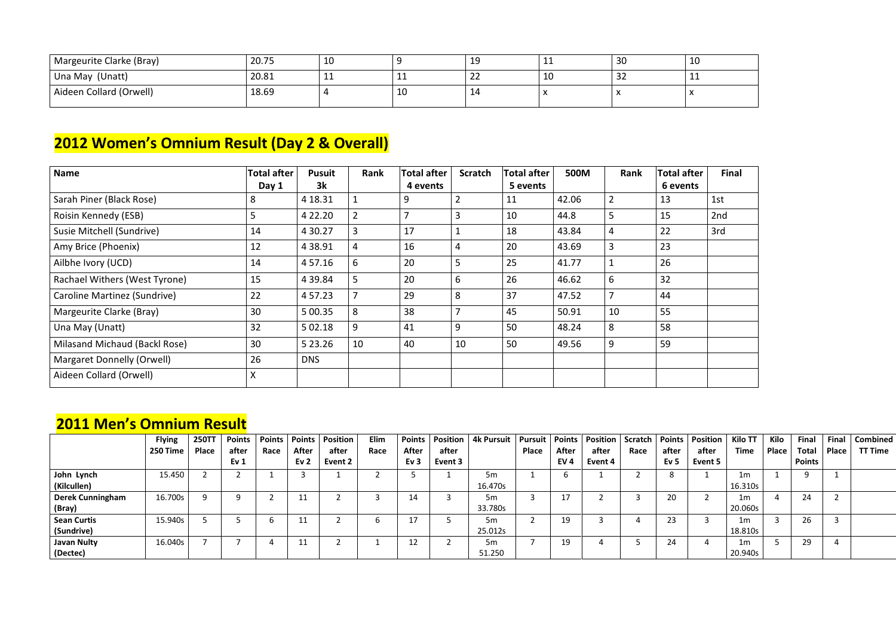| Margeurite Clarke (Bray) | 20.75 | 10 | 9 | 19 | 11 | 30 | 10 |
|---|---|---|---|---|---|---|---|
| Una May (Unatt) | 20.81 | 11 | 11 | 22 | 10 | 32 | 11 |
| Aideen Collard (Orwell) | 18.69 | 4 | 10 | 14 | x | x | x |

## 2012 Women's Omnium Result (Day 2 & Overall)

| Name | Total after Day 1 | Pusuit 3k | Rank | Total after 4 events | Scratch | Total after 5 events | 500M | Rank | Total after 6 events | Final |
|---|---|---|---|---|---|---|---|---|---|---|
| Sarah Piner (Black Rose) | 8 | 4 18.31 | 1 | 9 | 2 | 11 | 42.06 | 2 | 13 | 1st |
| Roisin Kennedy (ESB) | 5 | 4 22.20 | 2 | 7 | 3 | 10 | 44.8 | 5 | 15 | 2nd |
| Susie Mitchell (Sundrive) | 14 | 4 30.27 | 3 | 17 | 1 | 18 | 43.84 | 4 | 22 | 3rd |
| Amy Brice (Phoenix) | 12 | 4 38.91 | 4 | 16 | 4 | 20 | 43.69 | 3 | 23 | |
| Ailbhe Ivory (UCD) | 14 | 4 57.16 | 6 | 20 | 5 | 25 | 41.77 | 1 | 26 | |
| Rachael Withers (West Tyrone) | 15 | 4 39.84 | 5 | 20 | 6 | 26 | 46.62 | 6 | 32 | |
| Caroline Martinez (Sundrive) | 22 | 4 57.23 | 7 | 29 | 8 | 37 | 47.52 | 7 | 44 | |
| Margeurite Clarke (Bray) | 30 | 5 00.35 | 8 | 38 | 7 | 45 | 50.91 | 10 | 55 | |
| Una May (Unatt) | 32 | 5 02.18 | 9 | 41 | 9 | 50 | 48.24 | 8 | 58 | |
| Milasand Michaud (Backl Rose) | 30 | 5 23.26 | 10 | 40 | 10 | 50 | 49.56 | 9 | 59 | |
| Margaret Donnelly (Orwell) | 26 | DNS | | | | | | | | |
| Aideen Collard (Orwell) | X | | | | | | | | | |

## 2011 Men's Omnium Result

| | Flying 250 Time | 250TT Place | Points after Ev 1 | Points Race | Points After Ev 2 | Position after Event 2 | Elim Race | Points After Ev 3 | Position after Event 3 | 4k Pursuit | Pursuit Place | Points After EV 4 | Position after Event 4 | Scratch Race | Points after Ev 5 | Position after Event 5 | Kilo TT Time | Kilo Place | Final Total Points | Final Place | Combined TT Time |
|---|---|---|---|---|---|---|---|---|---|---|---|---|---|---|---|---|---|---|---|---|---|
| **John Lynch (Kilcullen)** | 15.450 | 2 | 2 | 1 | 3 | 1 | 2 | 5 | 1 | 5m 16.470s | 1 | 6 | 1 | 2 | 8 | 1 | 1m 16.310s | 1 | 9 | 1 | |
| **Derek Cunningham (Bray)** | 16.700s | 9 | 9 | 2 | 11 | 2 | 3 | 14 | 3 | 5m 33.780s | 3 | 17 | 2 | 3 | 20 | 2 | 1m 20.060s | 4 | 24 | 2 | |
| **Sean Curtis (Sundrive)** | 15.940s | 5 | 5 | 6 | 11 | 2 | 6 | 17 | 5 | 5m 25.012s | 2 | 19 | 3 | 4 | 23 | 3 | 1m 18.810s | 3 | 26 | 3 | |
| **Javan Nulty (Dectec)** | 16.040s | 7 | 7 | 4 | 11 | 2 | 1 | 12 | 2 | 5m 51.250 | 7 | 19 | 4 | 5 | 24 | 4 | 1m 20.940s | 5 | 29 | 4 | |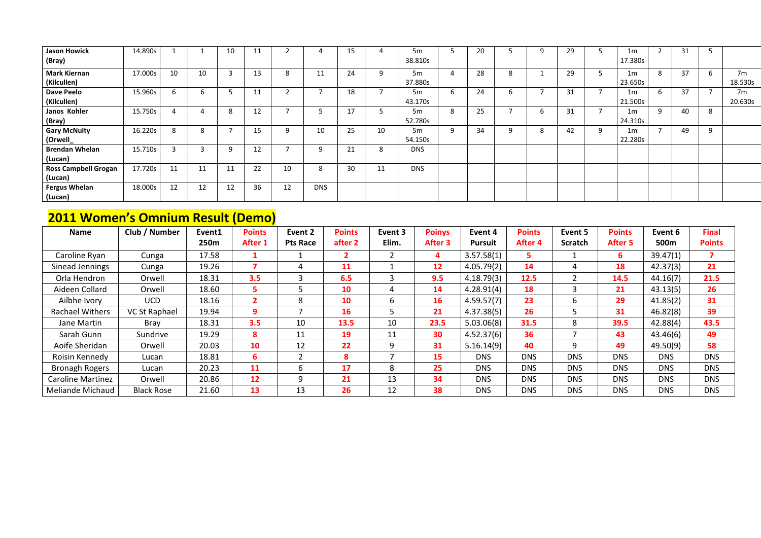| | | | | | | | | | | | | | | | | | | | | | |
|---|---|---|---|---|---|---|---|---|---|---|---|---|---|---|---|---|---|---|---|---|---|
| **Jason Howick (Bray)** | 14.890s | 1 | 1 | 10 | 11 | 2 | 4 | 15 | 4 | 5m 38.810s | 5 | 20 | 5 | 9 | 29 | 5 | 1m 17.380s | 2 | 31 | 5 | |
| **Mark Kiernan (Kilcullen)** | 17.000s | 10 | 10 | 3 | 13 | 8 | 11 | 24 | 9 | 5m 37.880s | 4 | 28 | 8 | 1 | 29 | 5 | 1m 23.650s | 8 | 37 | 6 | 7m 18.530s |
| **Dave Peelo (Kilcullen)** | 15.960s | 6 | 6 | 5 | 11 | 2 | 7 | 18 | 7 | 5m 43.170s | 6 | 24 | 6 | 7 | 31 | 7 | 1m 21.500s | 6 | 37 | 7 | 7m 20.630s |
| **Janos Kohler (Bray)** | 15.750s | 4 | 4 | 8 | 12 | 7 | 5 | 17 | 5 | 5m 52.780s | 8 | 25 | 7 | 6 | 31 | 7 | 1m 24.310s | 9 | 40 | 8 | |
| **Gary McNulty (Orwell_** | 16.220s | 8 | 8 | 7 | 15 | 9 | 10 | 25 | 10 | 5m 54.150s | 9 | 34 | 9 | 8 | 42 | 9 | 1m 22.280s | 7 | 49 | 9 | |
| **Brendan Whelan (Lucan)** | 15.710s | 3 | 3 | 9 | 12 | 7 | 9 | 21 | 8 | DNS | | | | | | | | | | | |
| **Ross Campbell Grogan (Lucan)** | 17.720s | 11 | 11 | 11 | 22 | 10 | 8 | 30 | 11 | DNS | | | | | | | | | | | |
| **Fergus Whelan (Lucan)** | 18.000s | 12 | 12 | 12 | 36 | 12 | DNS | | | | | | | | | | | | | | |

## 2011 Women's Omnium Result (Demo)

| Name | Club / Number | Event1 250m | Points After 1 | Event 2 Pts Race | Points after 2 | Event 3 Elim. | Poinys After 3 | Event 4 Pursuit | Points After 4 | Event 5 Scratch | Points After 5 | Event 6 500m | Final Points |
|---|---|---|---|---|---|---|---|---|---|---|---|---|---|
| Caroline Ryan | Cunga | 17.58 | **1** | 1 | **2** | 2 | **4** | 3.57.58(1) | **5** | 1 | **6** | 39.47(1) | **7** |
| Sinead Jennings | Cunga | 19.26 | **7** | 4 | **11** | 1 | **12** | 4.05.79(2) | **14** | 4 | **18** | 42.37(3) | **21** |
| Orla Hendron | Orwell | 18.31 | **3.5** | 3 | **6.5** | 3 | **9.5** | 4.18.79(3) | **12.5** | 2 | **14.5** | 44.16(7) | **21.5** |
| Aideen Collard | Orwell | 18.60 | **5** | 5 | **10** | 4 | **14** | 4.28.91(4) | **18** | 3 | **21** | 43.13(5) | **26** |
| Ailbhe Ivory | UCD | 18.16 | **2** | 8 | **10** | 6 | **16** | 4.59.57(7) | **23** | 6 | **29** | 41.85(2) | **31** |
| Rachael Withers | VC St Raphael | 19.94 | **9** | 7 | **16** | 5 | **21** | 4.37.38(5) | **26** | 5 | **31** | 46.82(8) | **39** |
| Jane Martin | Bray | 18.31 | **3.5** | 10 | **13.5** | 10 | **23.5** | 5.03.06(8) | **31.5** | 8 | **39.5** | 42.88(4) | **43.5** |
| Sarah Gunn | Sundrive | 19.29 | **8** | 11 | **19** | 11 | **30** | 4.52.37(6) | **36** | 7 | **43** | 43.46(6) | **49** |
| Aoife Sheridan | Orwell | 20.03 | **10** | 12 | **22** | 9 | **31** | 5.16.14(9) | **40** | 9 | **49** | 49.50(9) | **58** |
| Roisin Kennedy | Lucan | 18.81 | **6** | 2 | **8** | 7 | **15** | DNS | DNS | DNS | DNS | DNS | DNS |
| Bronagh Rogers | Lucan | 20.23 | **11** | 6 | **17** | 8 | **25** | DNS | DNS | DNS | DNS | DNS | DNS |
| Caroline Martinez | Orwell | 20.86 | **12** | 9 | **21** | 13 | **34** | DNS | DNS | DNS | DNS | DNS | DNS |
| Meliande Michaud | Black Rose | 21.60 | **13** | 13 | **26** | 12 | **38** | DNS | DNS | DNS | DNS | DNS | DNS |